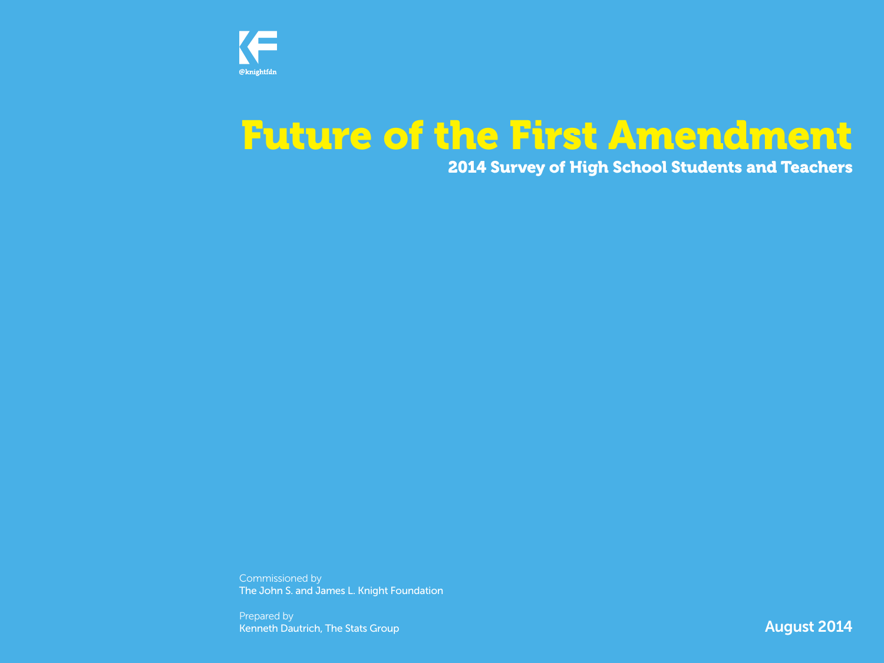@knightfdn

# Future of the First Amendment

## 2014 Survey of High School Students and Teachers

Commissioned by
The John S. and James L. Knight Foundation

Prepared by
Kenneth Dautrich, The Stats Group

August 2014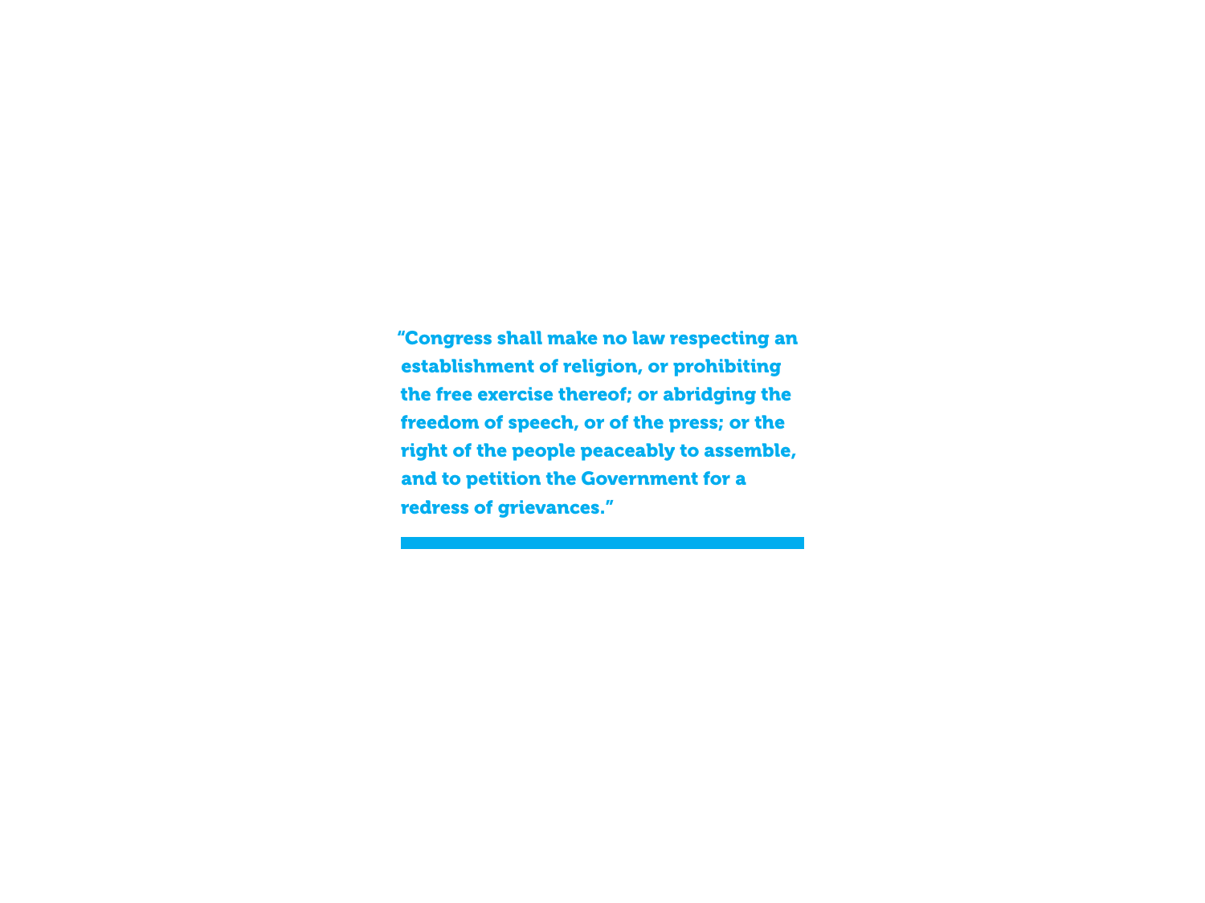**“Congress shall make no law respecting an establishment of religion, or prohibiting the free exercise thereof; or abridging the freedom of speech, or of the press; or the right of the people peaceably to assemble, and to petition the Government for a redress of grievances.”**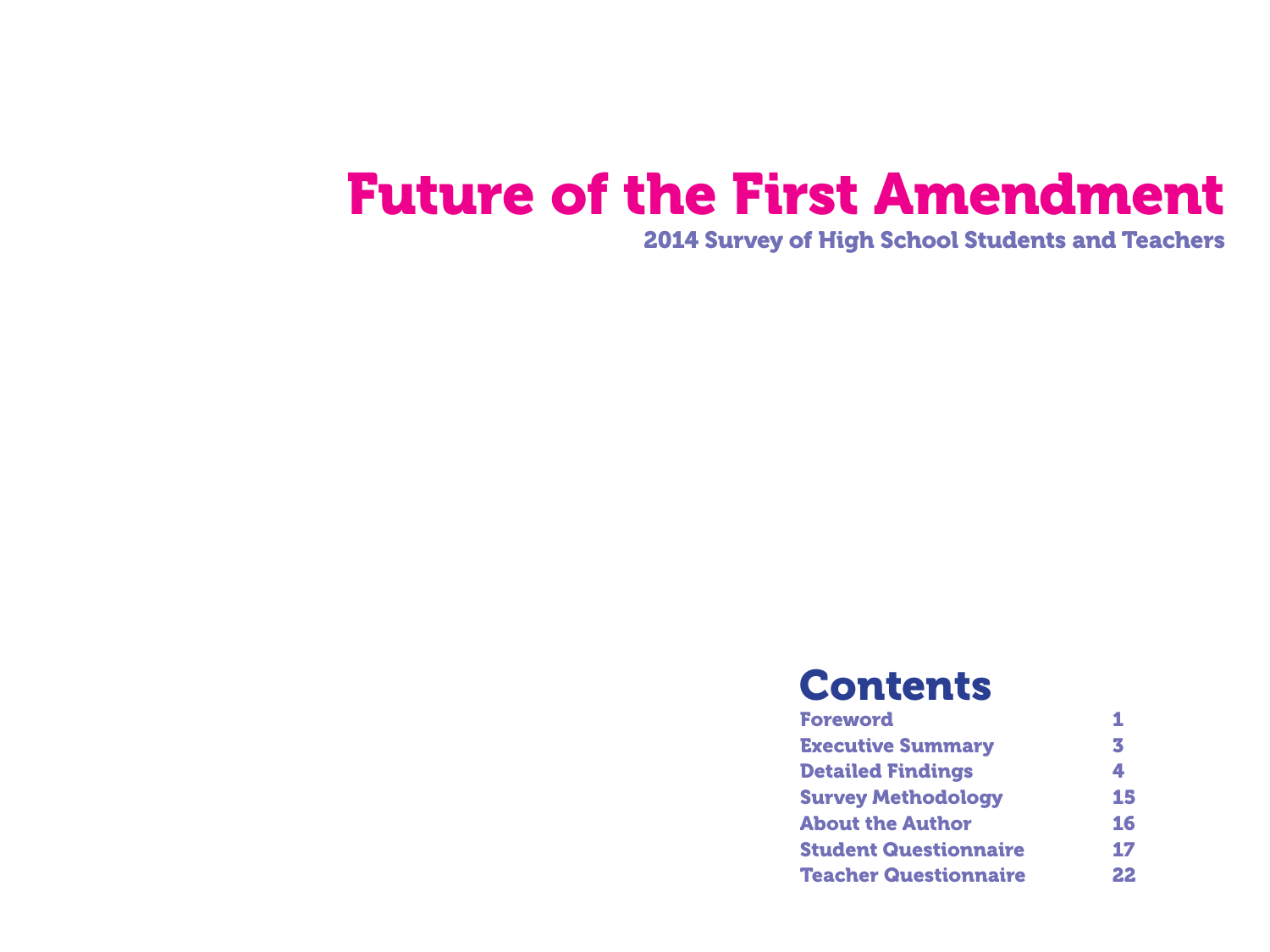# Future of the First Amendment

## 2014 Survey of High School Students and Teachers

## Contents

| | |
|---|---|
| Foreword | 1 |
| Executive Summary | 3 |
| Detailed Findings | 4 |
| Survey Methodology | 15 |
| About the Author | 16 |
| Student Questionnaire | 17 |
| Teacher Questionnaire | 22 |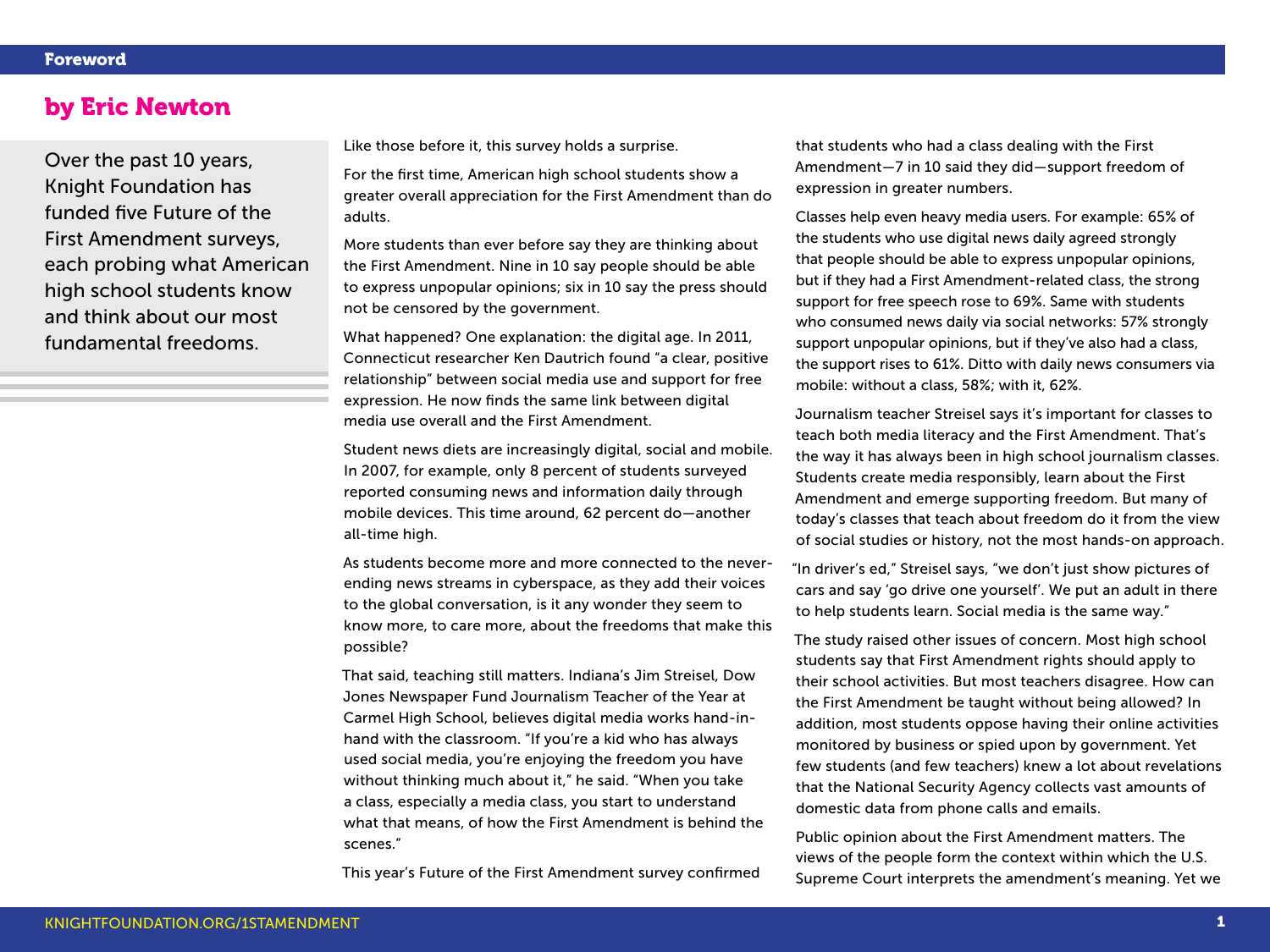# Foreword

## by Eric Newton

Over the past 10 years, Knight Foundation has funded five Future of the First Amendment surveys, each probing what American high school students know and think about our most fundamental freedoms.

Like those before it, this survey holds a surprise.

For the first time, American high school students show a greater overall appreciation for the First Amendment than do adults.

More students than ever before say they are thinking about the First Amendment. Nine in 10 say people should be able to express unpopular opinions; six in 10 say the press should not be censored by the government.

What happened? One explanation: the digital age. In 2011, Connecticut researcher Ken Dautrich found "a clear, positive relationship" between social media use and support for free expression. He now finds the same link between digital media use overall and the First Amendment.

Student news diets are increasingly digital, social and mobile. In 2007, for example, only 8 percent of students surveyed reported consuming news and information daily through mobile devices. This time around, 62 percent do—another all-time high.

As students become more and more connected to the never-ending news streams in cyberspace, as they add their voices to the global conversation, is it any wonder they seem to know more, to care more, about the freedoms that make this possible?

That said, teaching still matters. Indiana's Jim Streisel, Dow Jones Newspaper Fund Journalism Teacher of the Year at Carmel High School, believes digital media works hand-in-hand with the classroom. "If you're a kid who has always used social media, you're enjoying the freedom you have without thinking much about it," he said. "When you take a class, especially a media class, you start to understand what that means, of how the First Amendment is behind the scenes."

This year's Future of the First Amendment survey confirmed that students who had a class dealing with the First Amendment—7 in 10 said they did—support freedom of expression in greater numbers.

Classes help even heavy media users. For example: 65% of the students who use digital news daily agreed strongly that people should be able to express unpopular opinions, but if they had a First Amendment-related class, the strong support for free speech rose to 69%. Same with students who consumed news daily via social networks: 57% strongly support unpopular opinions, but if they've also had a class, the support rises to 61%. Ditto with daily news consumers via mobile: without a class, 58%; with it, 62%.

Journalism teacher Streisel says it's important for classes to teach both media literacy and the First Amendment. That's the way it has always been in high school journalism classes. Students create media responsibly, learn about the First Amendment and emerge supporting freedom. But many of today's classes that teach about freedom do it from the view of social studies or history, not the most hands-on approach.

"In driver's ed," Streisel says, "we don't just show pictures of cars and say 'go drive one yourself'. We put an adult in there to help students learn. Social media is the same way."

The study raised other issues of concern. Most high school students say that First Amendment rights should apply to their school activities. But most teachers disagree. How can the First Amendment be taught without being allowed? In addition, most students oppose having their online activities monitored by business or spied upon by government. Yet few students (and few teachers) knew a lot about revelations that the National Security Agency collects vast amounts of domestic data from phone calls and emails.

Public opinion about the First Amendment matters. The views of the people form the context within which the U.S. Supreme Court interprets the amendment's meaning. Yet we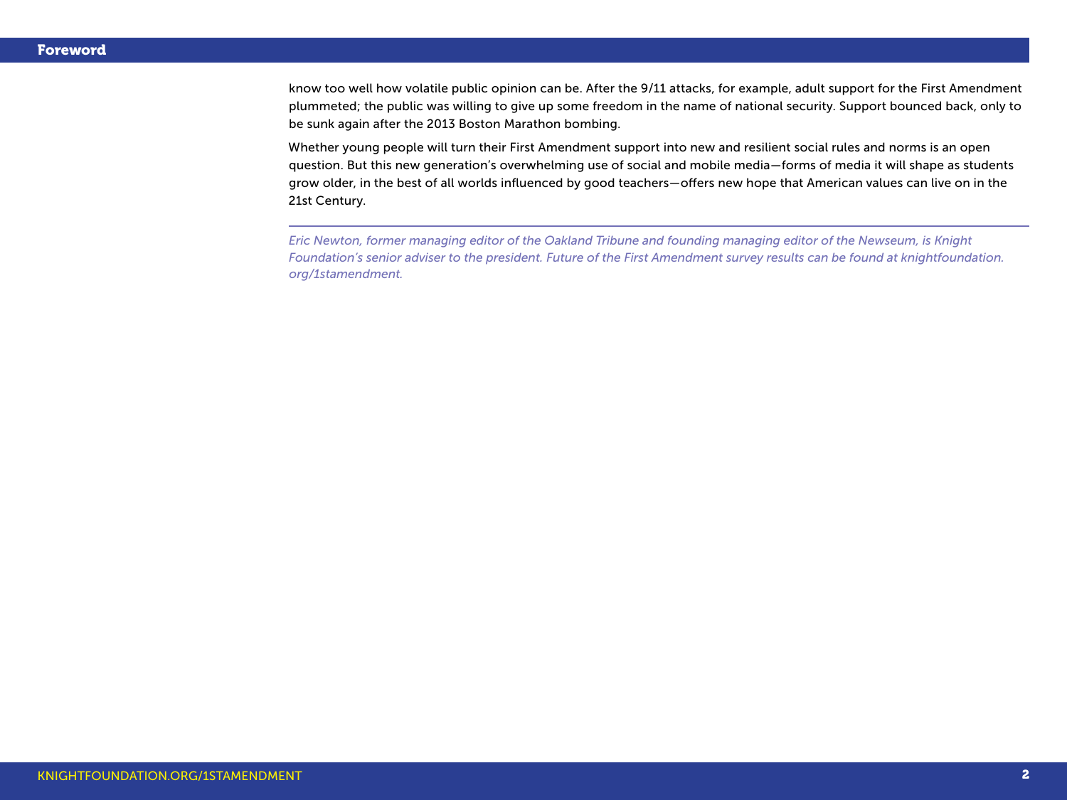know too well how volatile public opinion can be. After the 9/11 attacks, for example, adult support for the First Amendment plummeted; the public was willing to give up some freedom in the name of national security. Support bounced back, only to be sunk again after the 2013 Boston Marathon bombing.

Whether young people will turn their First Amendment support into new and resilient social rules and norms is an open question. But this new generation's overwhelming use of social and mobile media—forms of media it will shape as students grow older, in the best of all worlds influenced by good teachers—offers new hope that American values can live on in the 21st Century.

---

*Eric Newton, former managing editor of the Oakland Tribune and founding managing editor of the Newseum, is Knight Foundation's senior adviser to the president. Future of the First Amendment survey results can be found at knightfoundation.org/1stamendment.*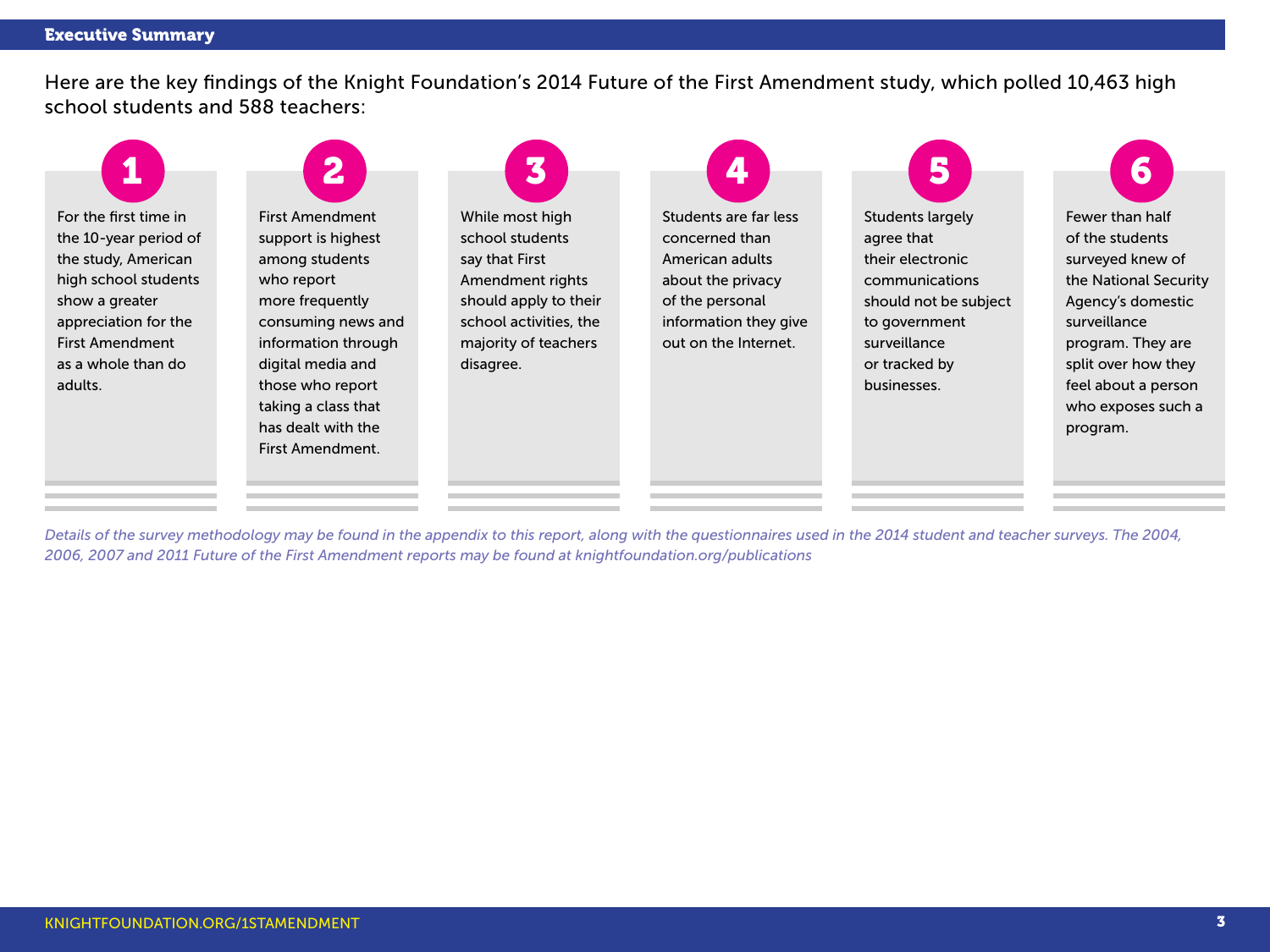## Executive Summary

Here are the key findings of the Knight Foundation's 2014 Future of the First Amendment study, which polled 10,463 high school students and 588 teachers:

1. For the first time in the 10-year period of the study, American high school students show a greater appreciation for the First Amendment as a whole than do adults.

2. First Amendment support is highest among students who report more frequently consuming news and information through digital media and those who report taking a class that has dealt with the First Amendment.

3. While most high school students say that First Amendment rights should apply to their school activities, the majority of teachers disagree.

4. Students are far less concerned than American adults about the privacy of the personal information they give out on the Internet.

5. Students largely agree that their electronic communications should not be subject to government surveillance or tracked by businesses.

6. Fewer than half of the students surveyed knew of the National Security Agency's domestic surveillance program. They are split over how they feel about a person who exposes such a program.

*Details of the survey methodology may be found in the appendix to this report, along with the questionnaires used in the 2014 student and teacher surveys. The 2004, 2006, 2007 and 2011 Future of the First Amendment reports may be found at knightfoundation.org/publications*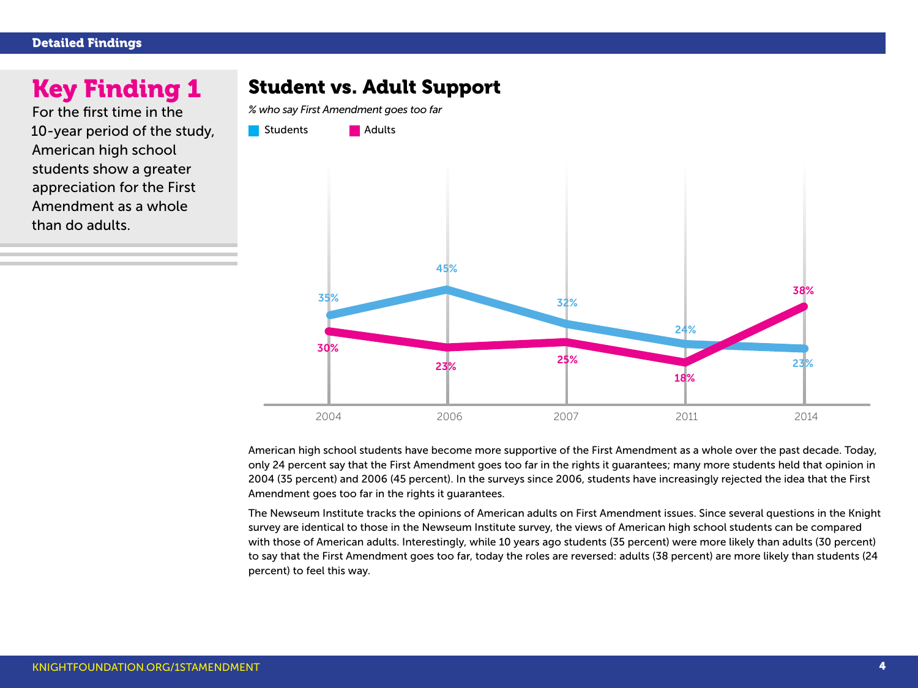## Key Finding 1

For the first time in the 10-year period of the study, American high school students show a greater appreciation for the First Amendment as a whole than do adults.

## Student vs. Adult Support

*% who say First Amendment goes too far*

| Year | Students | Adults |
|---|---|---|
| 2004 | 35% | 30% |
| 2006 | 45% | 23% |
| 2007 | 32% | 25% |
| 2011 | 24% | 18% |
| 2014 | 23% | 38% |

American high school students have become more supportive of the First Amendment as a whole over the past decade. Today, only 24 percent say that the First Amendment goes too far in the rights it guarantees; many more students held that opinion in 2004 (35 percent) and 2006 (45 percent). In the surveys since 2006, students have increasingly rejected the idea that the First Amendment goes too far in the rights it guarantees.

The Newseum Institute tracks the opinions of American adults on First Amendment issues. Since several questions in the Knight survey are identical to those in the Newseum Institute survey, the views of American high school students can be compared with those of American adults. Interestingly, while 10 years ago students (35 percent) were more likely than adults (30 percent) to say that the First Amendment goes too far, today the roles are reversed: adults (38 percent) are more likely than students (24 percent) to feel this way.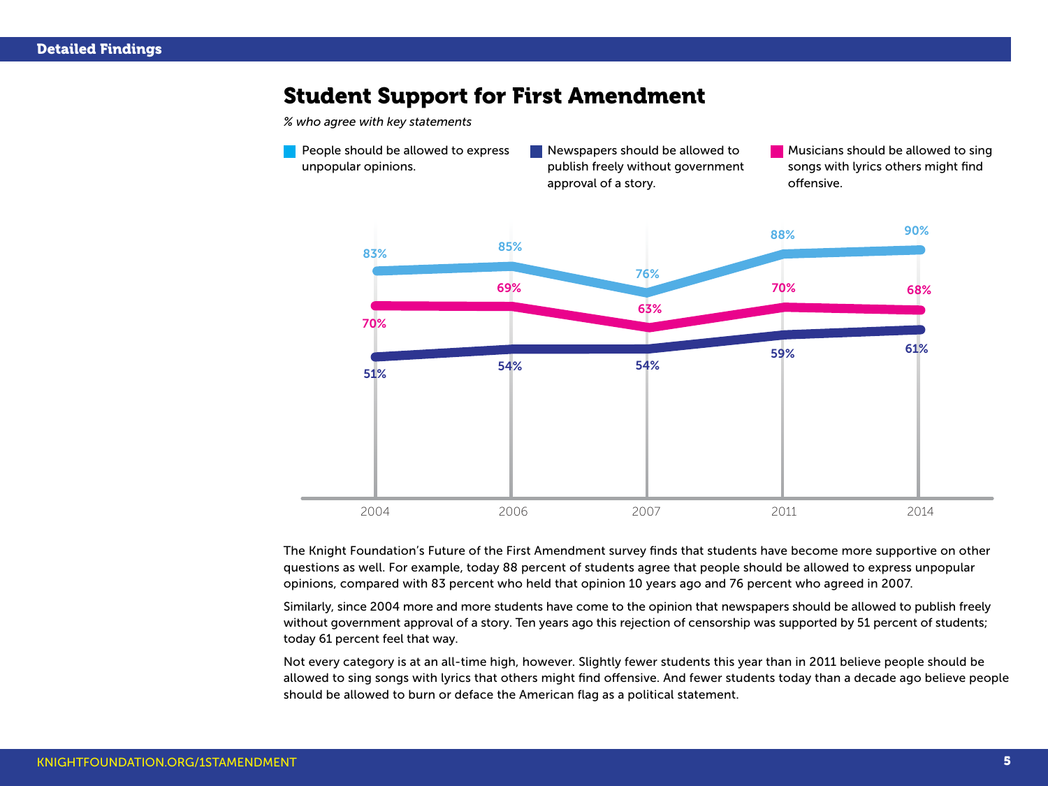## Student Support for First Amendment

*% who agree with key statements*

| Statement | 2004 | 2006 | 2007 | 2011 | 2014 |
|---|---|---|---|---|---|
| People should be allowed to express unpopular opinions. | 83% | 85% | 76% | 88% | 90% |
| Newspapers should be allowed to publish freely without government approval of a story. | 51% | 54% | 54% | 59% | 61% |
| Musicians should be allowed to sing songs with lyrics others might find offensive. | 70% | 69% | 63% | 70% | 68% |

The Knight Foundation's Future of the First Amendment survey finds that students have become more supportive on other questions as well. For example, today 88 percent of students agree that people should be allowed to express unpopular opinions, compared with 83 percent who held that opinion 10 years ago and 76 percent who agreed in 2007.

Similarly, since 2004 more and more students have come to the opinion that newspapers should be allowed to publish freely without government approval of a story. Ten years ago this rejection of censorship was supported by 51 percent of students; today 61 percent feel that way.

Not every category is at an all-time high, however. Slightly fewer students this year than in 2011 believe people should be allowed to sing songs with lyrics that others might find offensive. And fewer students today than a decade ago believe people should be allowed to burn or deface the American flag as a political statement.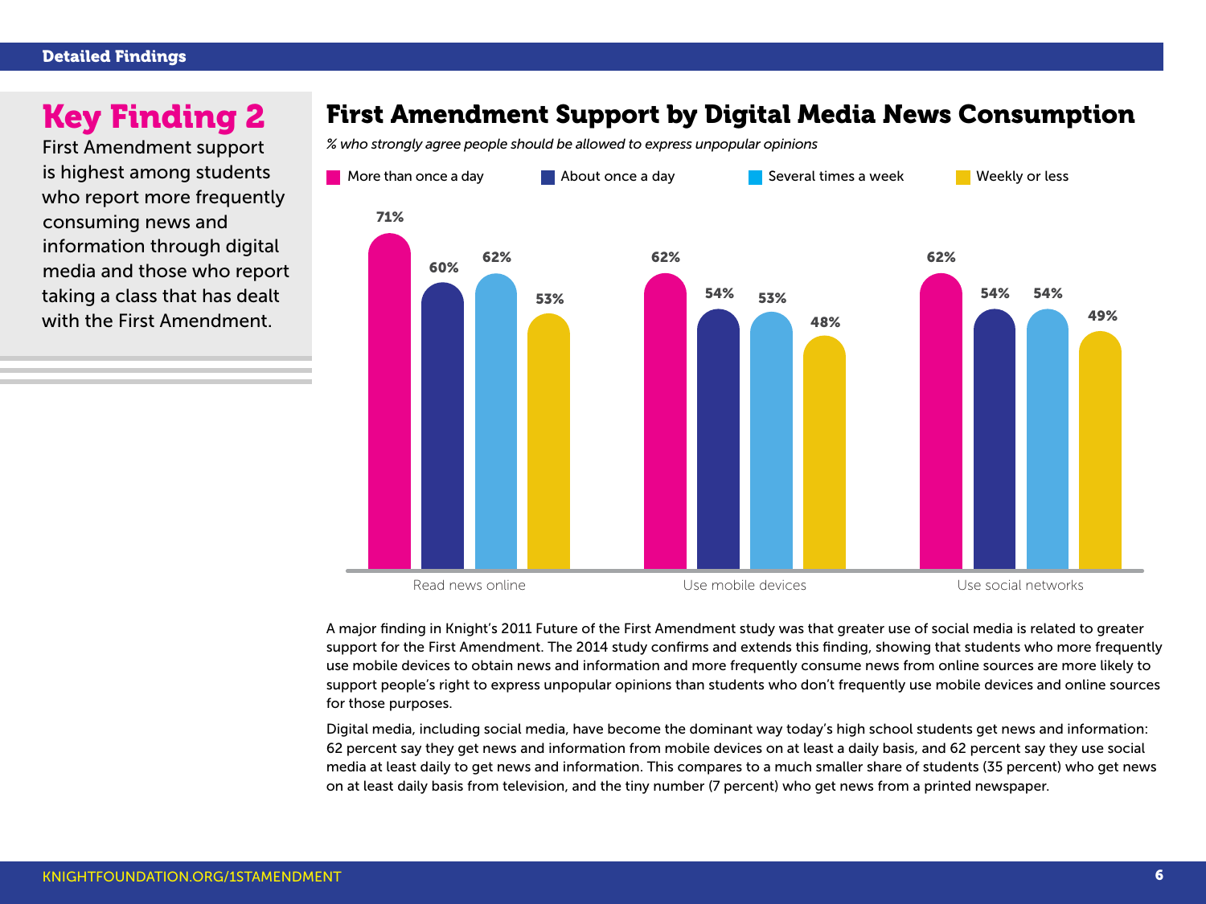## Key Finding 2

First Amendment support is highest among students who report more frequently consuming news and information through digital media and those who report taking a class that has dealt with the First Amendment.

## First Amendment Support by Digital Media News Consumption

*% who strongly agree people should be allowed to express unpopular opinions*

| | More than once a day | About once a day | Several times a week | Weekly or less |
|---|---|---|---|---|
| Read news online | 71% | 60% | 62% | 53% |
| Use mobile devices | 62% | 54% | 53% | 48% |
| Use social networks | 62% | 54% | 54% | 49% |

A major finding in Knight's 2011 Future of the First Amendment study was that greater use of social media is related to greater support for the First Amendment. The 2014 study confirms and extends this finding, showing that students who more frequently use mobile devices to obtain news and information and more frequently consume news from online sources are more likely to support people's right to express unpopular opinions than students who don't frequently use mobile devices and online sources for those purposes.

Digital media, including social media, have become the dominant way today's high school students get news and information: 62 percent say they get news and information from mobile devices on at least a daily basis, and 62 percent say they use social media at least daily to get news and information. This compares to a much smaller share of students (35 percent) who get news on at least daily basis from television, and the tiny number (7 percent) who get news from a printed newspaper.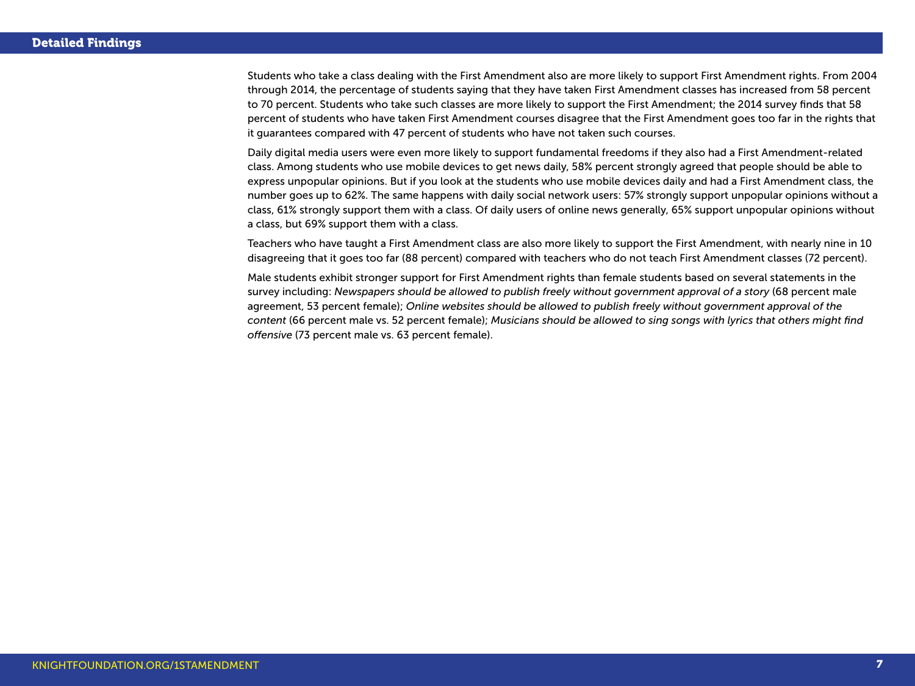Students who take a class dealing with the First Amendment also are more likely to support First Amendment rights. From 2004 through 2014, the percentage of students saying that they have taken First Amendment classes has increased from 58 percent to 70 percent. Students who take such classes are more likely to support the First Amendment; the 2014 survey finds that 58 percent of students who have taken First Amendment courses disagree that the First Amendment goes too far in the rights that it guarantees compared with 47 percent of students who have not taken such courses.

Daily digital media users were even more likely to support fundamental freedoms if they also had a First Amendment-related class. Among students who use mobile devices to get news daily, 58% percent strongly agreed that people should be able to express unpopular opinions. But if you look at the students who use mobile devices daily and had a First Amendment class, the number goes up to 62%. The same happens with daily social network users: 57% strongly support unpopular opinions without a class, 61% strongly support them with a class. Of daily users of online news generally, 65% support unpopular opinions without a class, but 69% support them with a class.

Teachers who have taught a First Amendment class are also more likely to support the First Amendment, with nearly nine in 10 disagreeing that it goes too far (88 percent) compared with teachers who do not teach First Amendment classes (72 percent).

Male students exhibit stronger support for First Amendment rights than female students based on several statements in the survey including: *Newspapers should be allowed to publish freely without government approval of a story* (68 percent male agreement, 53 percent female); *Online websites should be allowed to publish freely without government approval of the content* (66 percent male vs. 52 percent female); *Musicians should be allowed to sing songs with lyrics that others might find offensive* (73 percent male vs. 63 percent female).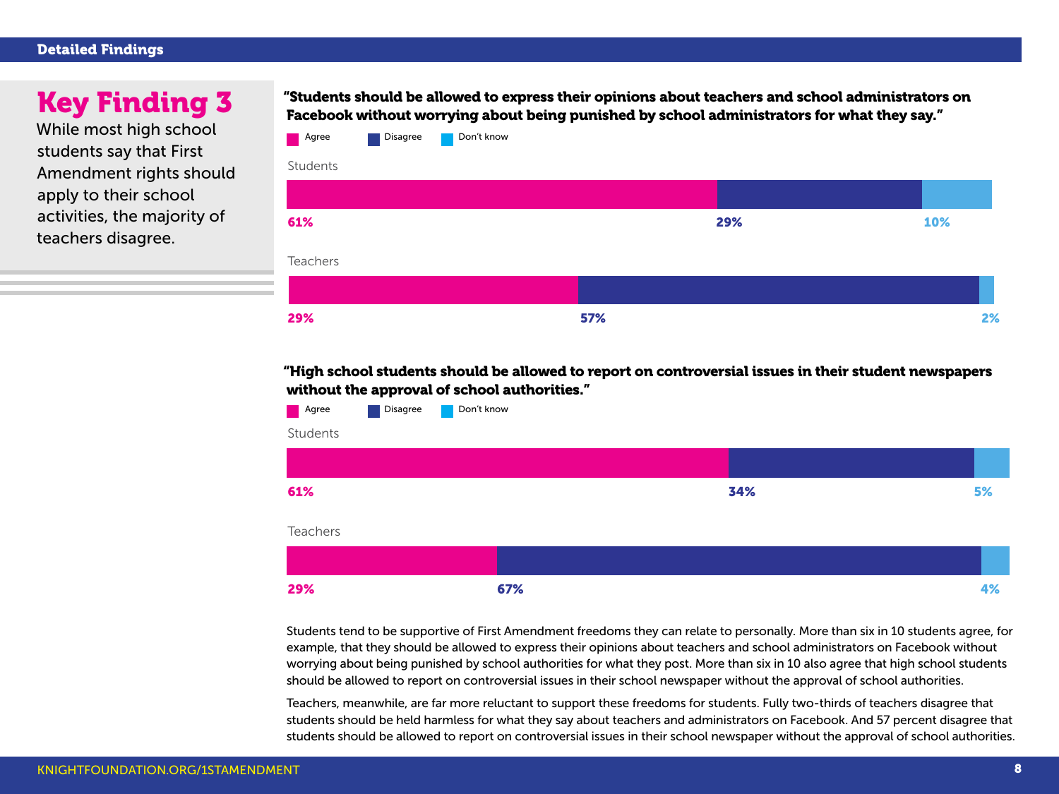## Key Finding 3

While most high school students say that First Amendment rights should apply to their school activities, the majority of teachers disagree.

**"Students should be allowed to express their opinions about teachers and school administrators on Facebook without worrying about being punished by school administrators for what they say."**

| | Agree | Disagree | Don't know |
|---|---|---|---|
| Students | 61% | 29% | 10% |
| Teachers | 29% | 57% | 2% |

**"High school students should be allowed to report on controversial issues in their student newspapers without the approval of school authorities."**

| | Agree | Disagree | Don't know |
|---|---|---|---|
| Students | 61% | 34% | 5% |
| Teachers | 29% | 67% | 4% |

Students tend to be supportive of First Amendment freedoms they can relate to personally. More than six in 10 students agree, for example, that they should be allowed to express their opinions about teachers and school administrators on Facebook without worrying about being punished by school authorities for what they post. More than six in 10 also agree that high school students should be allowed to report on controversial issues in their school newspaper without the approval of school authorities.

Teachers, meanwhile, are far more reluctant to support these freedoms for students. Fully two-thirds of teachers disagree that students should be held harmless for what they say about teachers and administrators on Facebook. And 57 percent disagree that students should be allowed to report on controversial issues in their school newspaper without the approval of school authorities.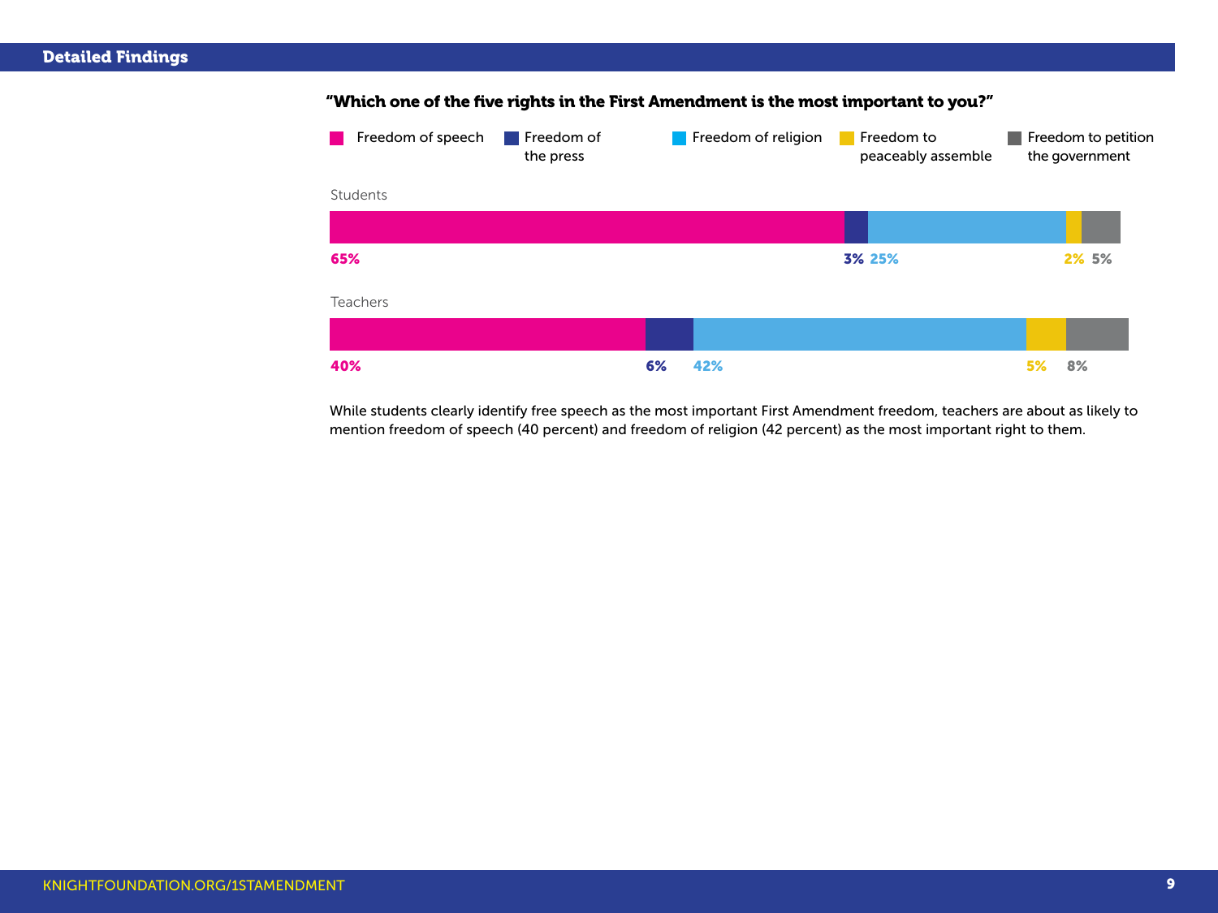## Detailed Findings

**"Which one of the five rights in the First Amendment is the most important to you?"**

| | Freedom of speech | Freedom of the press | Freedom of religion | Freedom to peaceably assemble | Freedom to petition the government |
|---|---|---|---|---|---|
| Students | 65% | 3% | 25% | 2% | 5% |
| Teachers | 40% | 6% | 42% | 5% | 8% |

While students clearly identify free speech as the most important First Amendment freedom, teachers are about as likely to mention freedom of speech (40 percent) and freedom of religion (42 percent) as the most important right to them.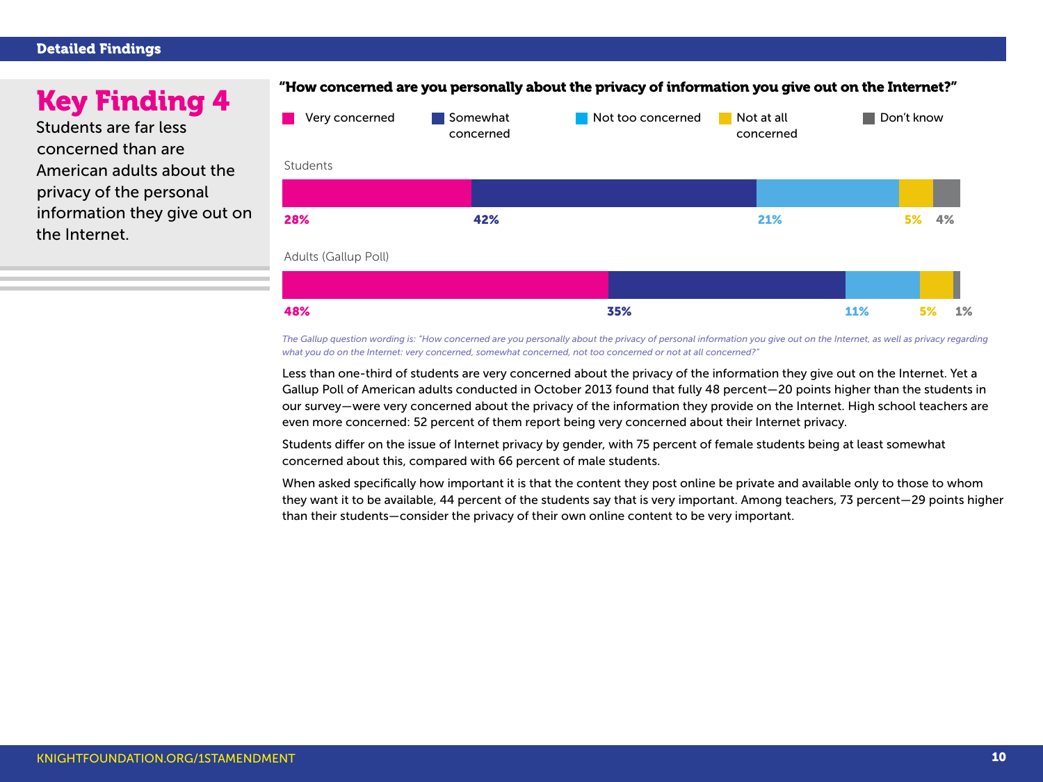# Key Finding 4

Students are far less concerned than are American adults about the privacy of the personal information they give out on the Internet.

**"How concerned are you personally about the privacy of information you give out on the Internet?"**

| | Very concerned | Somewhat concerned | Not too concerned | Not at all concerned | Don't know |
|---|---|---|---|---|---|
| Students | 28% | 42% | 21% | 5% | 4% |
| Adults (Gallup Poll) | 48% | 35% | 11% | 5% | 1% |

*The Gallup question wording is: "How concerned are you personally about the privacy of personal information you give out on the Internet, as well as privacy regarding what you do on the Internet: very concerned, somewhat concerned, not too concerned or not at all concerned?"*

Less than one-third of students are very concerned about the privacy of the information they give out on the Internet. Yet a Gallup Poll of American adults conducted in October 2013 found that fully 48 percent—20 points higher than the students in our survey—were very concerned about the privacy of the information they provide on the Internet. High school teachers are even more concerned: 52 percent of them report being very concerned about their Internet privacy.

Students differ on the issue of Internet privacy by gender, with 75 percent of female students being at least somewhat concerned about this, compared with 66 percent of male students.

When asked specifically how important it is that the content they post online be private and available only to those to whom they want it to be available, 44 percent of the students say that is very important. Among teachers, 73 percent—29 points higher than their students—consider the privacy of their own online content to be very important.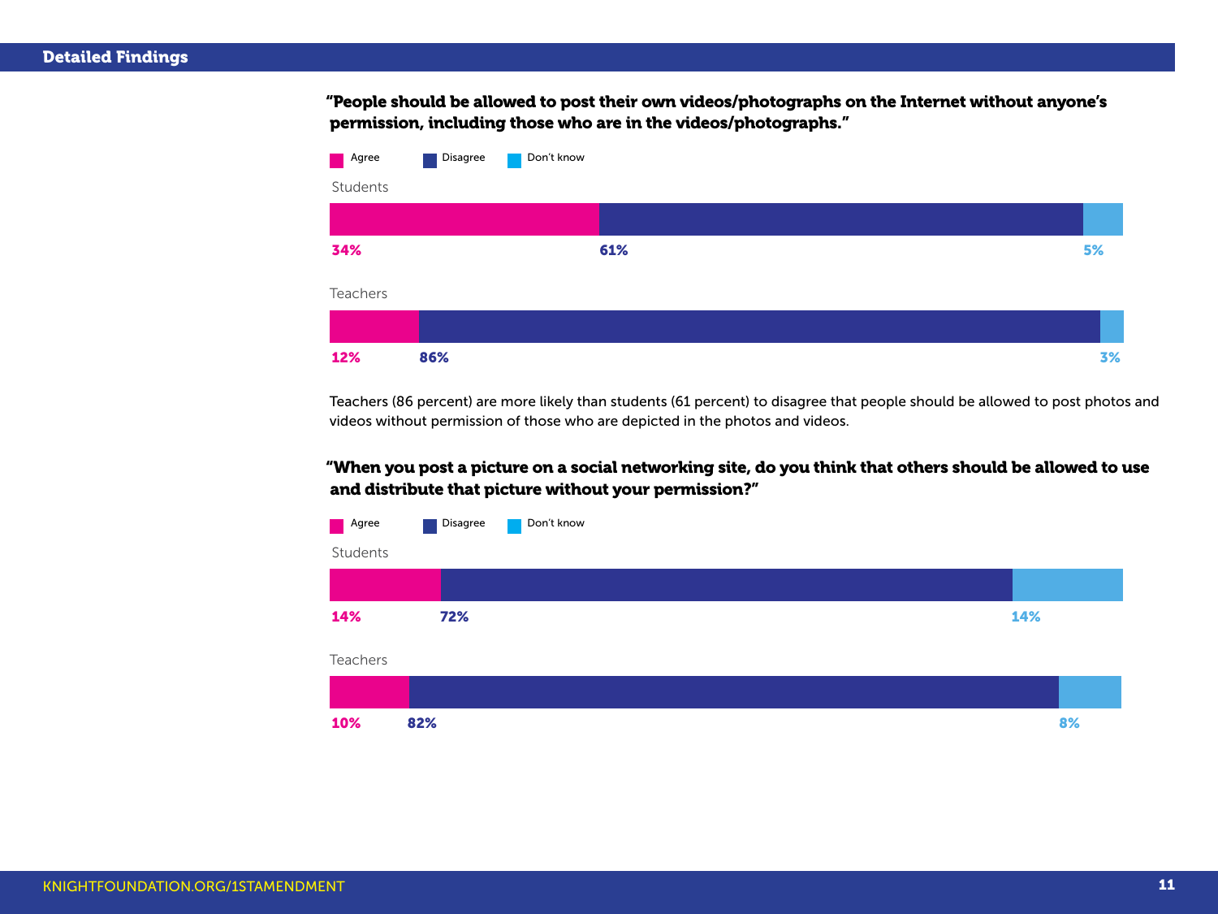## Detailed Findings

**"People should be allowed to post their own videos/photographs on the Internet without anyone's permission, including those who are in the videos/photographs."**

| | Agree | Disagree | Don't know |
|---|---|---|---|
| Students | 34% | 61% | 5% |
| Teachers | 12% | 86% | 3% |

Teachers (86 percent) are more likely than students (61 percent) to disagree that people should be allowed to post photos and videos without permission of those who are depicted in the photos and videos.

**"When you post a picture on a social networking site, do you think that others should be allowed to use and distribute that picture without your permission?"**

| | Agree | Disagree | Don't know |
|---|---|---|---|
| Students | 14% | 72% | 14% |
| Teachers | 10% | 82% | 8% |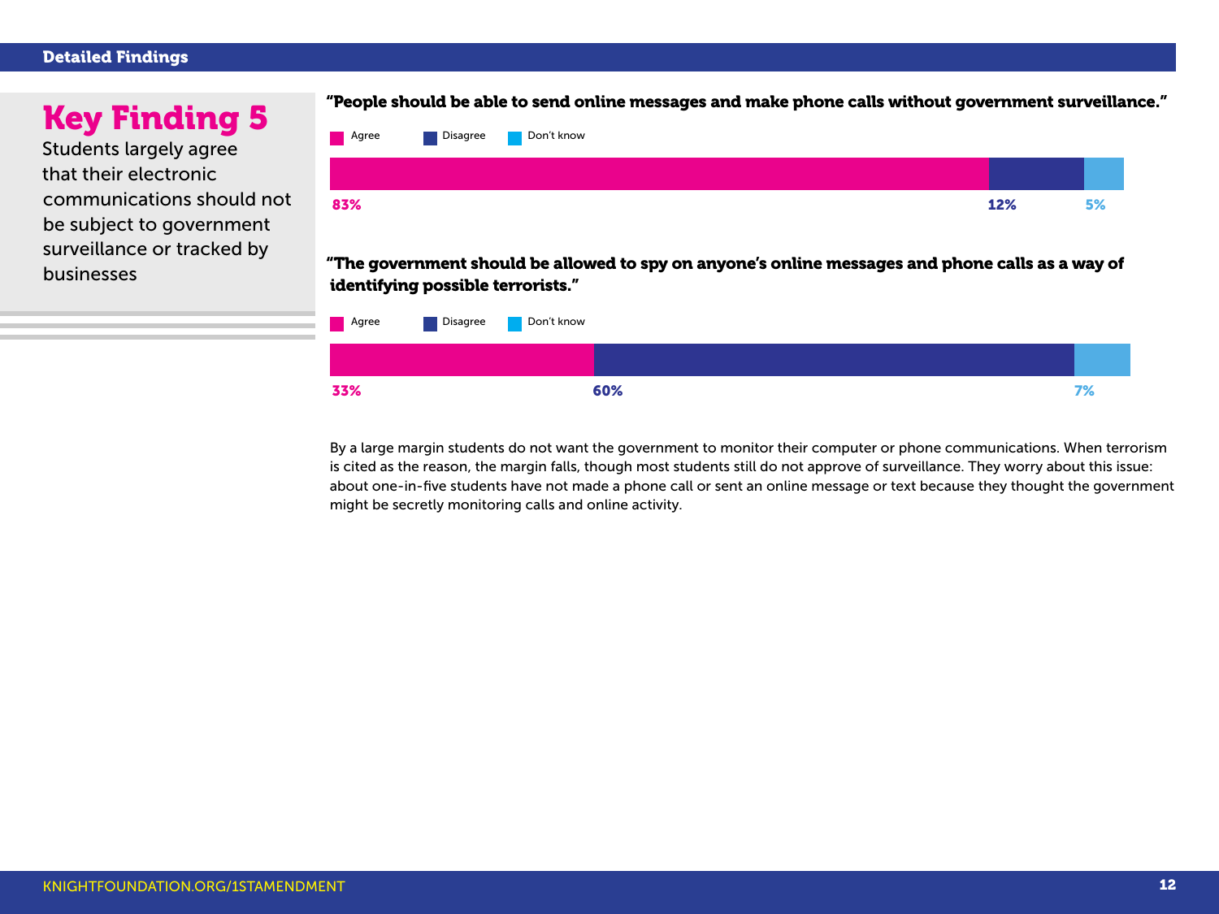## Key Finding 5

Students largely agree that their electronic communications should not be subject to government surveillance or tracked by businesses

**"People should be able to send online messages and make phone calls without government surveillance."**

| Agree | Disagree | Don't know |
|---|---|---|
| 83% | 12% | 5% |

**"The government should be allowed to spy on anyone's online messages and phone calls as a way of identifying possible terrorists."**

| Agree | Disagree | Don't know |
|---|---|---|
| 33% | 60% | 7% |

By a large margin students do not want the government to monitor their computer or phone communications. When terrorism is cited as the reason, the margin falls, though most students still do not approve of surveillance. They worry about this issue: about one-in-five students have not made a phone call or sent an online message or text because they thought the government might be secretly monitoring calls and online activity.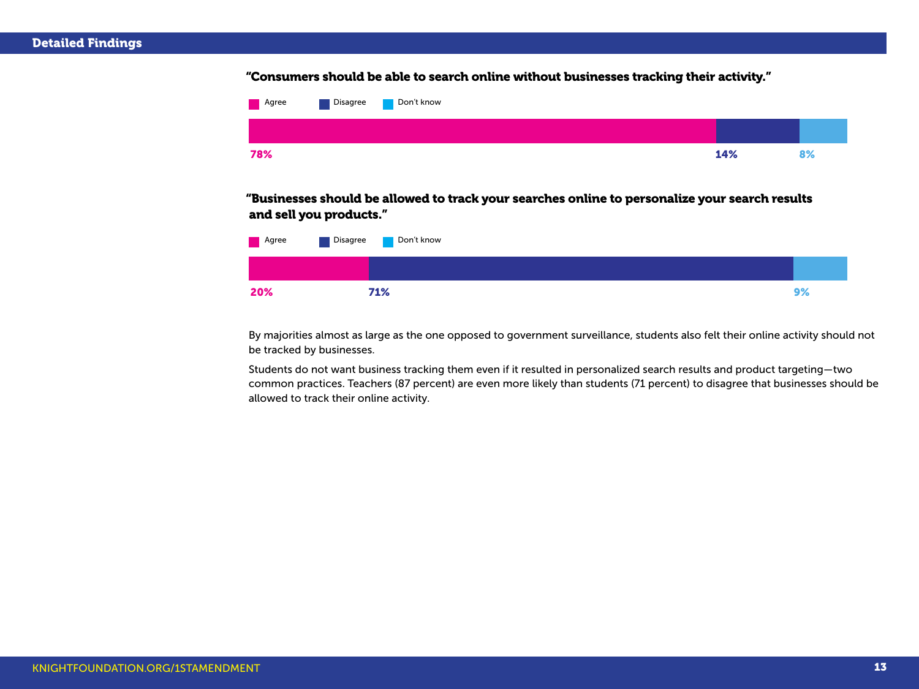## Detailed Findings

**"Consumers should be able to search online without businesses tracking their activity."**

| Agree | Disagree | Don't know |
|---|---|---|
| 78% | 14% | 8% |

**"Businesses should be allowed to track your searches online to personalize your search results and sell you products."**

| Agree | Disagree | Don't know |
|---|---|---|
| 20% | 71% | 9% |

By majorities almost as large as the one opposed to government surveillance, students also felt their online activity should not be tracked by businesses.

Students do not want business tracking them even if it resulted in personalized search results and product targeting—two common practices. Teachers (87 percent) are even more likely than students (71 percent) to disagree that businesses should be allowed to track their online activity.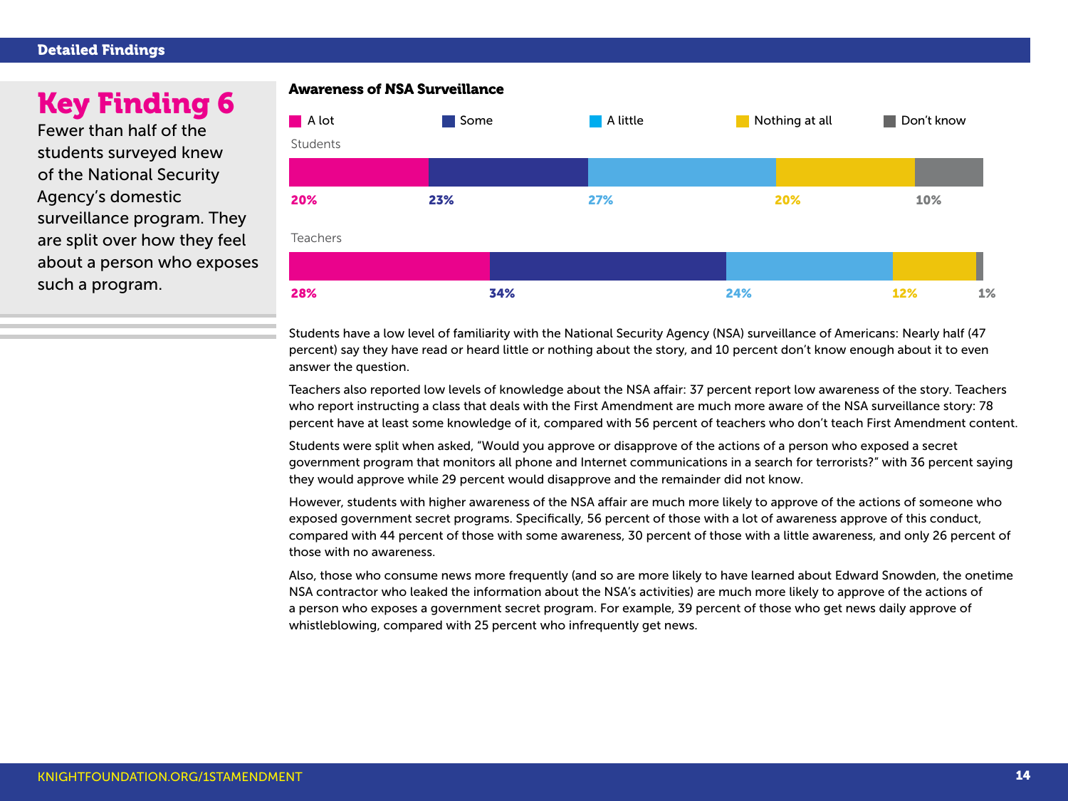## Key Finding 6

Fewer than half of the students surveyed knew of the National Security Agency's domestic surveillance program. They are split over how they feel about a person who exposes such a program.

**Awareness of NSA Surveillance**

| | A lot | Some | A little | Nothing at all | Don't know |
|---|---|---|---|---|---|
| Students | 20% | 23% | 27% | 20% | 10% |
| Teachers | 28% | 34% | 24% | 12% | 1% |

Students have a low level of familiarity with the National Security Agency (NSA) surveillance of Americans: Nearly half (47 percent) say they have read or heard little or nothing about the story, and 10 percent don't know enough about it to even answer the question.

Teachers also reported low levels of knowledge about the NSA affair: 37 percent report low awareness of the story. Teachers who report instructing a class that deals with the First Amendment are much more aware of the NSA surveillance story: 78 percent have at least some knowledge of it, compared with 56 percent of teachers who don't teach First Amendment content.

Students were split when asked, "Would you approve or disapprove of the actions of a person who exposed a secret government program that monitors all phone and Internet communications in a search for terrorists?" with 36 percent saying they would approve while 29 percent would disapprove and the remainder did not know.

However, students with higher awareness of the NSA affair are much more likely to approve of the actions of someone who exposed government secret programs. Specifically, 56 percent of those with a lot of awareness approve of this conduct, compared with 44 percent of those with some awareness, 30 percent of those with a little awareness, and only 26 percent of those with no awareness.

Also, those who consume news more frequently (and so are more likely to have learned about Edward Snowden, the onetime NSA contractor who leaked the information about the NSA's activities) are much more likely to approve of the actions of a person who exposes a government secret program. For example, 39 percent of those who get news daily approve of whistleblowing, compared with 25 percent who infrequently get news.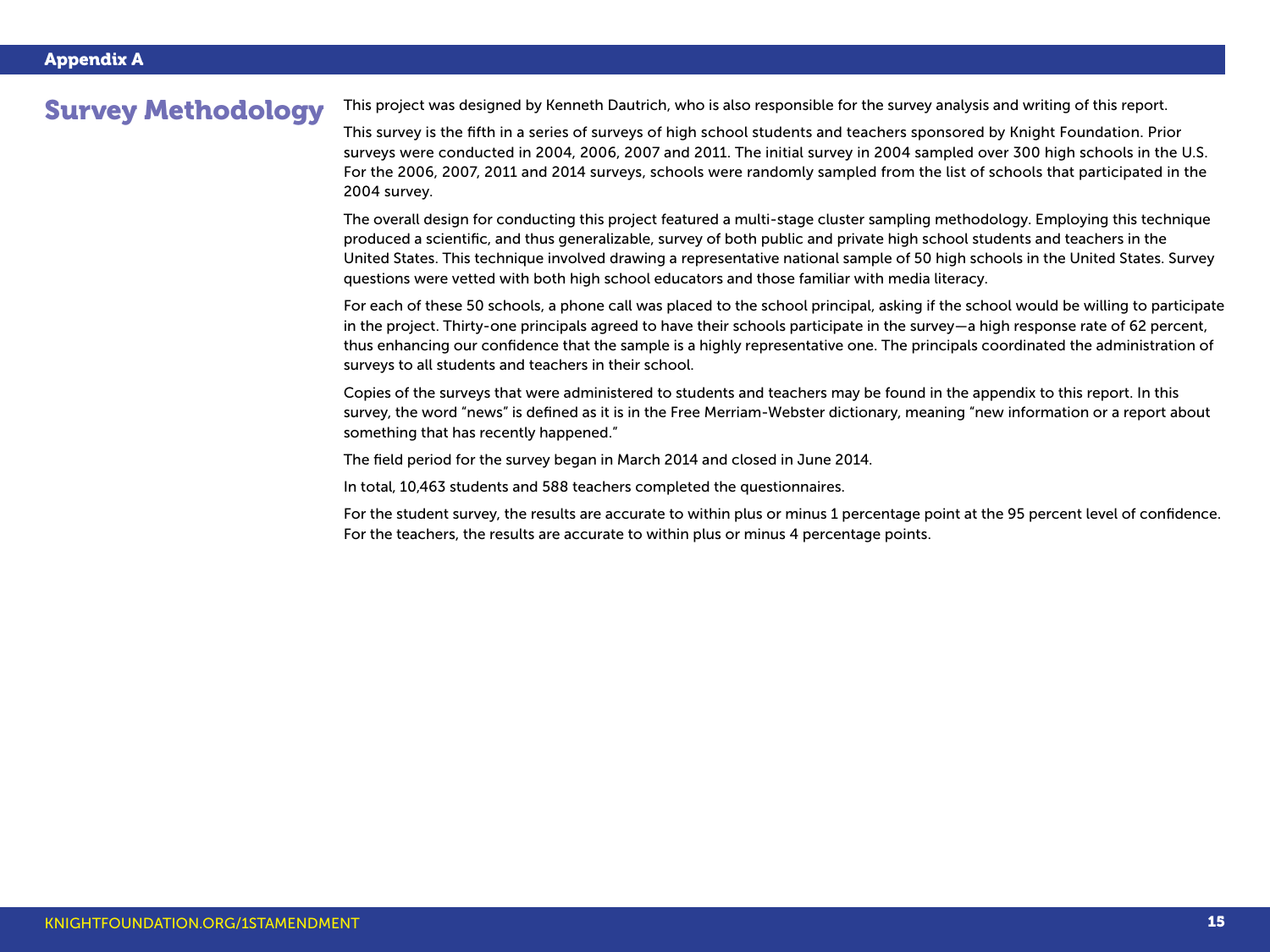## Appendix A

# Survey Methodology

This project was designed by Kenneth Dautrich, who is also responsible for the survey analysis and writing of this report.

This survey is the fifth in a series of surveys of high school students and teachers sponsored by Knight Foundation. Prior surveys were conducted in 2004, 2006, 2007 and 2011. The initial survey in 2004 sampled over 300 high schools in the U.S. For the 2006, 2007, 2011 and 2014 surveys, schools were randomly sampled from the list of schools that participated in the 2004 survey.

The overall design for conducting this project featured a multi-stage cluster sampling methodology. Employing this technique produced a scientific, and thus generalizable, survey of both public and private high school students and teachers in the United States. This technique involved drawing a representative national sample of 50 high schools in the United States. Survey questions were vetted with both high school educators and those familiar with media literacy.

For each of these 50 schools, a phone call was placed to the school principal, asking if the school would be willing to participate in the project. Thirty-one principals agreed to have their schools participate in the survey—a high response rate of 62 percent, thus enhancing our confidence that the sample is a highly representative one. The principals coordinated the administration of surveys to all students and teachers in their school.

Copies of the surveys that were administered to students and teachers may be found in the appendix to this report. In this survey, the word "news" is defined as it is in the Free Merriam-Webster dictionary, meaning "new information or a report about something that has recently happened."

The field period for the survey began in March 2014 and closed in June 2014.

In total, 10,463 students and 588 teachers completed the questionnaires.

For the student survey, the results are accurate to within plus or minus 1 percentage point at the 95 percent level of confidence. For the teachers, the results are accurate to within plus or minus 4 percentage points.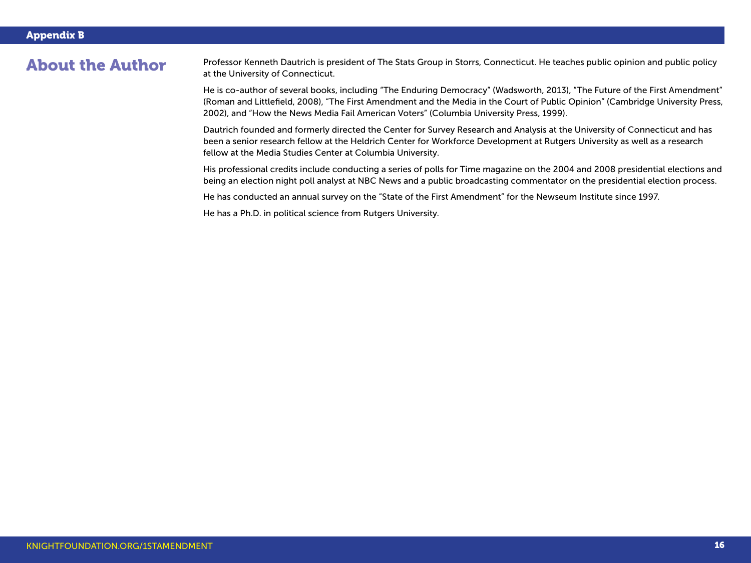## About the Author

Professor Kenneth Dautrich is president of The Stats Group in Storrs, Connecticut. He teaches public opinion and public policy at the University of Connecticut.

He is co-author of several books, including "The Enduring Democracy" (Wadsworth, 2013), "The Future of the First Amendment" (Roman and Littlefield, 2008), "The First Amendment and the Media in the Court of Public Opinion" (Cambridge University Press, 2002), and "How the News Media Fail American Voters" (Columbia University Press, 1999).

Dautrich founded and formerly directed the Center for Survey Research and Analysis at the University of Connecticut and has been a senior research fellow at the Heldrich Center for Workforce Development at Rutgers University as well as a research fellow at the Media Studies Center at Columbia University.

His professional credits include conducting a series of polls for Time magazine on the 2004 and 2008 presidential elections and being an election night poll analyst at NBC News and a public broadcasting commentator on the presidential election process.

He has conducted an annual survey on the "State of the First Amendment" for the Newseum Institute since 1997.

He has a Ph.D. in political science from Rutgers University.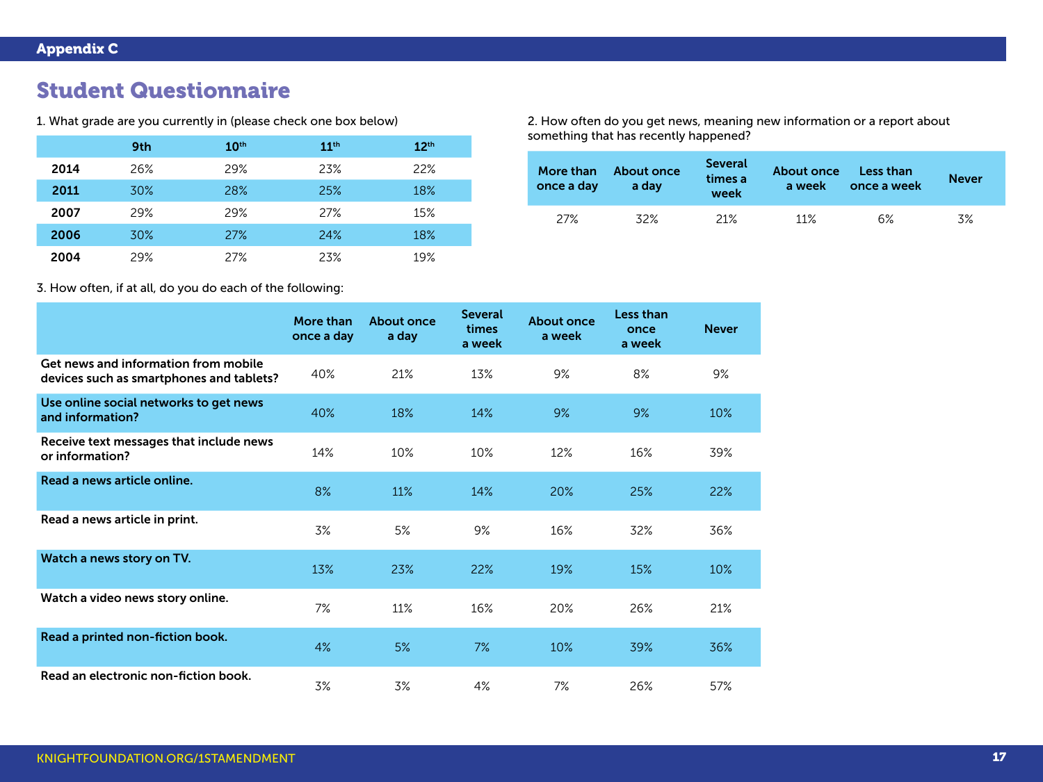## Appendix C

# Student Questionnaire

1. What grade are you currently in (please check one box below)

| | 9th | 10th | 11th | 12th |
|---|---|---|---|---|
| **2014** | 26% | 29% | 23% | 22% |
| **2011** | 30% | 28% | 25% | 18% |
| **2007** | 29% | 29% | 27% | 15% |
| **2006** | 30% | 27% | 24% | 18% |
| **2004** | 29% | 27% | 23% | 19% |

2. How often do you get news, meaning new information or a report about something that has recently happened?

| More than once a day | About once a day | Several times a week | About once a week | Less than once a week | Never |
|---|---|---|---|---|---|
| 27% | 32% | 21% | 11% | 6% | 3% |

3. How often, if at all, do you do each of the following:

| | More than once a day | About once a day | Several times a week | About once a week | Less than once a week | Never |
|---|---|---|---|---|---|---|
| **Get news and information from mobile devices such as smartphones and tablets?** | 40% | 21% | 13% | 9% | 8% | 9% |
| **Use online social networks to get news and information?** | 40% | 18% | 14% | 9% | 9% | 10% |
| **Receive text messages that include news or information?** | 14% | 10% | 10% | 12% | 16% | 39% |
| **Read a news article online.** | 8% | 11% | 14% | 20% | 25% | 22% |
| **Read a news article in print.** | 3% | 5% | 9% | 16% | 32% | 36% |
| **Watch a news story on TV.** | 13% | 23% | 22% | 19% | 15% | 10% |
| **Watch a video news story online.** | 7% | 11% | 16% | 20% | 26% | 21% |
| **Read a printed non-fiction book.** | 4% | 5% | 7% | 10% | 39% | 36% |
| **Read an electronic non-fiction book.** | 3% | 3% | 4% | 7% | 26% | 57% |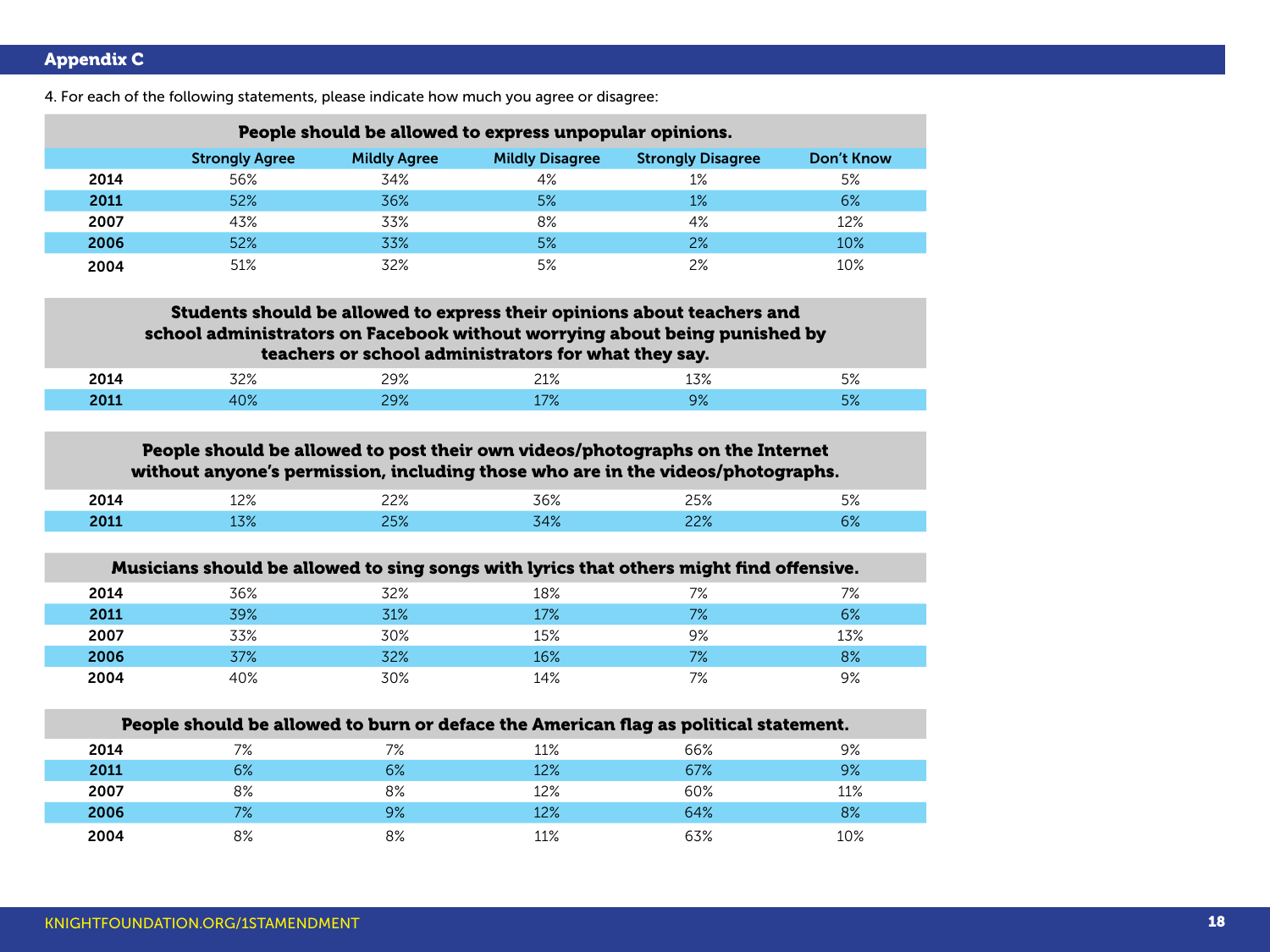## Appendix C

4. For each of the following statements, please indicate how much you agree or disagree:

**People should be allowed to express unpopular opinions.**

| | Strongly Agree | Mildly Agree | Mildly Disagree | Strongly Disagree | Don't Know |
|---|---|---|---|---|---|
| 2014 | 56% | 34% | 4% | 1% | 5% |
| 2011 | 52% | 36% | 5% | 1% | 6% |
| 2007 | 43% | 33% | 8% | 4% | 12% |
| 2006 | 52% | 33% | 5% | 2% | 10% |
| 2004 | 51% | 32% | 5% | 2% | 10% |

**Students should be allowed to express their opinions about teachers and school administrators on Facebook without worrying about being punished by teachers or school administrators for what they say.**

| | Strongly Agree | Mildly Agree | Mildly Disagree | Strongly Disagree | Don't Know |
|---|---|---|---|---|---|
| 2014 | 32% | 29% | 21% | 13% | 5% |
| 2011 | 40% | 29% | 17% | 9% | 5% |

**People should be allowed to post their own videos/photographs on the Internet without anyone's permission, including those who are in the videos/photographs.**

| | Strongly Agree | Mildly Agree | Mildly Disagree | Strongly Disagree | Don't Know |
|---|---|---|---|---|---|
| 2014 | 12% | 22% | 36% | 25% | 5% |
| 2011 | 13% | 25% | 34% | 22% | 6% |

**Musicians should be allowed to sing songs with lyrics that others might find offensive.**

| | Strongly Agree | Mildly Agree | Mildly Disagree | Strongly Disagree | Don't Know |
|---|---|---|---|---|---|
| 2014 | 36% | 32% | 18% | 7% | 7% |
| 2011 | 39% | 31% | 17% | 7% | 6% |
| 2007 | 33% | 30% | 15% | 9% | 13% |
| 2006 | 37% | 32% | 16% | 7% | 8% |
| 2004 | 40% | 30% | 14% | 7% | 9% |

**People should be allowed to burn or deface the American flag as political statement.**

| | Strongly Agree | Mildly Agree | Mildly Disagree | Strongly Disagree | Don't Know |
|---|---|---|---|---|---|
| 2014 | 7% | 7% | 11% | 66% | 9% |
| 2011 | 6% | 6% | 12% | 67% | 9% |
| 2007 | 8% | 8% | 12% | 60% | 11% |
| 2006 | 7% | 9% | 12% | 64% | 8% |
| 2004 | 8% | 8% | 11% | 63% | 10% |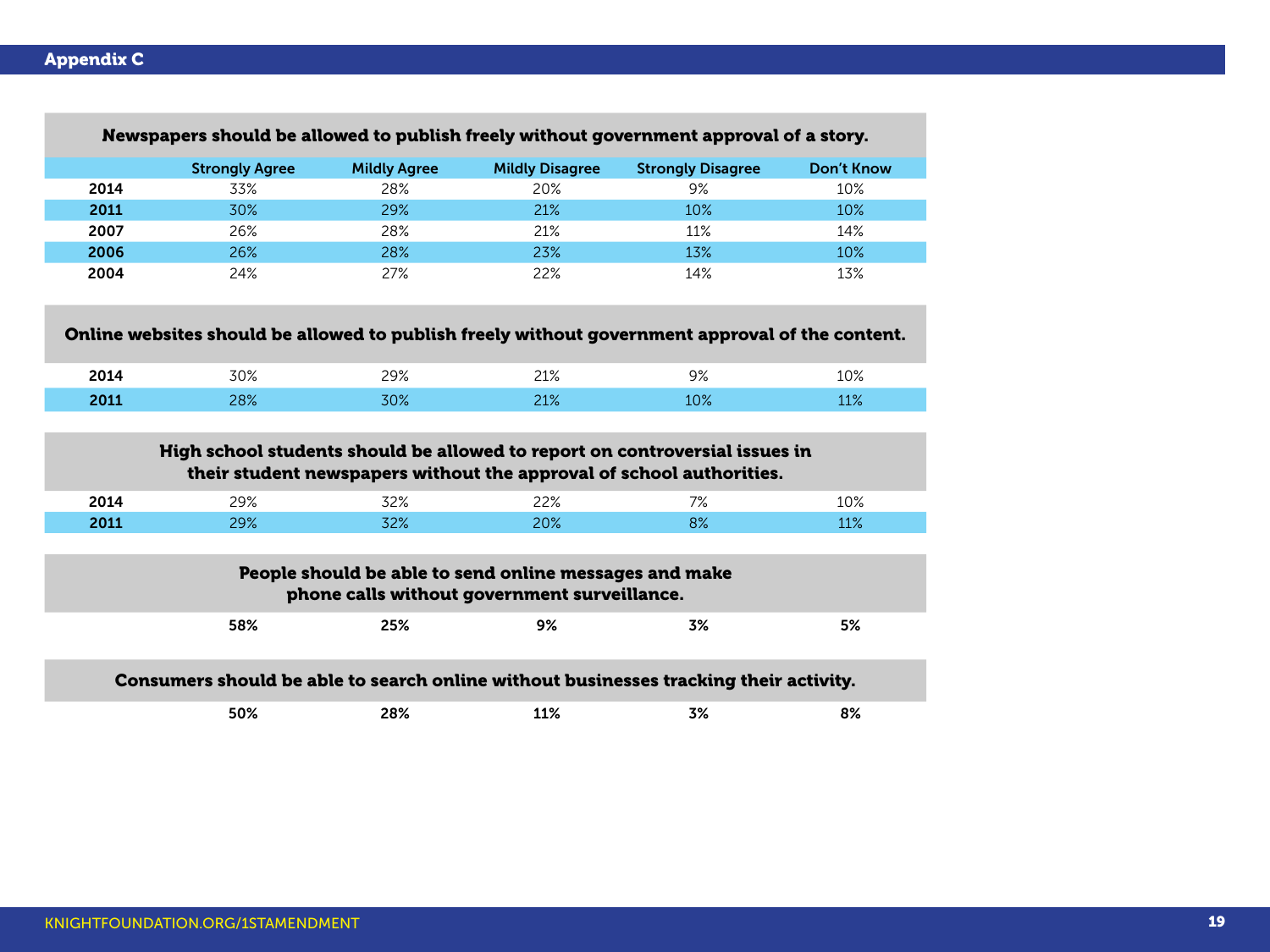## Appendix C

| Newspapers should be allowed to publish freely without government approval of a story. | | | | | |
|---|---|---|---|---|---|
| | Strongly Agree | Mildly Agree | Mildly Disagree | Strongly Disagree | Don't Know |
| 2014 | 33% | 28% | 20% | 9% | 10% |
| 2011 | 30% | 29% | 21% | 10% | 10% |
| 2007 | 26% | 28% | 21% | 11% | 14% |
| 2006 | 26% | 28% | 23% | 13% | 10% |
| 2004 | 24% | 27% | 22% | 14% | 13% |
| **Online websites should be allowed to publish freely without government approval of the content.** | | | | | |
| 2014 | 30% | 29% | 21% | 9% | 10% |
| 2011 | 28% | 30% | 21% | 10% | 11% |
| **High school students should be allowed to report on controversial issues in their student newspapers without the approval of school authorities.** | | | | | |
| 2014 | 29% | 32% | 22% | 7% | 10% |
| 2011 | 29% | 32% | 20% | 8% | 11% |
| **People should be able to send online messages and make phone calls without government surveillance.** | | | | | |
| | **58%** | **25%** | **9%** | **3%** | **5%** |
| **Consumers should be able to search online without businesses tracking their activity.** | | | | | |
| | **50%** | **28%** | **11%** | **3%** | **8%** |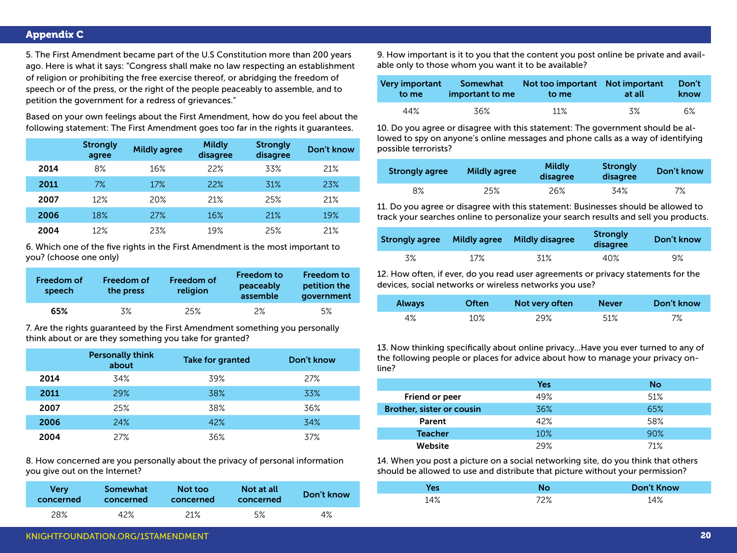## Appendix C

5. The First Amendment became part of the U.S Constitution more than 200 years ago. Here is what it says: "Congress shall make no law respecting an establishment of religion or prohibiting the free exercise thereof, or abridging the freedom of speech or of the press, or the right of the people peaceably to assemble, and to petition the government for a redress of grievances."

Based on your own feelings about the First Amendment, how do you feel about the following statement: The First Amendment goes too far in the rights it guarantees.

| | Strongly agree | Mildly agree | Mildly disagree | Strongly disagree | Don't know |
|---|---|---|---|---|---|
| **2014** | 8% | 16% | 22% | 33% | 21% |
| **2011** | 7% | 17% | 22% | 31% | 23% |
| **2007** | 12% | 20% | 21% | 25% | 21% |
| **2006** | 18% | 27% | 16% | 21% | 19% |
| **2004** | 12% | 23% | 19% | 25% | 21% |

6. Which one of the five rights in the First Amendment is the most important to you? (choose one only)

| Freedom of speech | Freedom of the press | Freedom of religion | Freedom to peaceably assemble | Freedom to petition the government |
|---|---|---|---|---|
| **65%** | 3% | 25% | 2% | 5% |

7. Are the rights guaranteed by the First Amendment something you personally think about or are they something you take for granted?

| | Personally think about | Take for granted | Don't know |
|---|---|---|---|
| **2014** | 34% | 39% | 27% |
| **2011** | 29% | 38% | 33% |
| **2007** | 25% | 38% | 36% |
| **2006** | 24% | 42% | 34% |
| **2004** | 27% | 36% | 37% |

8. How concerned are you personally about the privacy of personal information you give out on the Internet?

| Very concerned | Somewhat concerned | Not too concerned | Not at all concerned | Don't know |
|---|---|---|---|---|
| 28% | 42% | 21% | 5% | 4% |

9. How important is it to you that the content you post online be private and available only to those whom you want it to be available?

| Very important to me | Somewhat important to me | Not too important to me | Not important at all | Don't know |
|---|---|---|---|---|
| 44% | 36% | 11% | 3% | 6% |

10. Do you agree or disagree with this statement: The government should be allowed to spy on anyone's online messages and phone calls as a way of identifying possible terrorists?

| Strongly agree | Mildly agree | Mildly disagree | Strongly disagree | Don't know |
|---|---|---|---|---|
| 8% | 25% | 26% | 34% | 7% |

11. Do you agree or disagree with this statement: Businesses should be allowed to track your searches online to personalize your search results and sell you products.

| Strongly agree | Mildly agree | Mildly disagree | Strongly disagree | Don't know |
|---|---|---|---|---|
| 3% | 17% | 31% | 40% | 9% |

12. How often, if ever, do you read user agreements or privacy statements for the devices, social networks or wireless networks you use?

| Always | Often | Not very often | Never | Don't know |
|---|---|---|---|---|
| 4% | 10% | 29% | 51% | 7% |

13. Now thinking specifically about online privacy...Have you ever turned to any of the following people or places for advice about how to manage your privacy online?

| | Yes | No |
|---|---|---|
| **Friend or peer** | 49% | 51% |
| **Brother, sister or cousin** | 36% | 65% |
| **Parent** | 42% | 58% |
| **Teacher** | 10% | 90% |
| **Website** | 29% | 71% |

14. When you post a picture on a social networking site, do you think that others should be allowed to use and distribute that picture without your permission?

| Yes | No | Don't Know |
|---|---|---|
| 14% | 72% | 14% |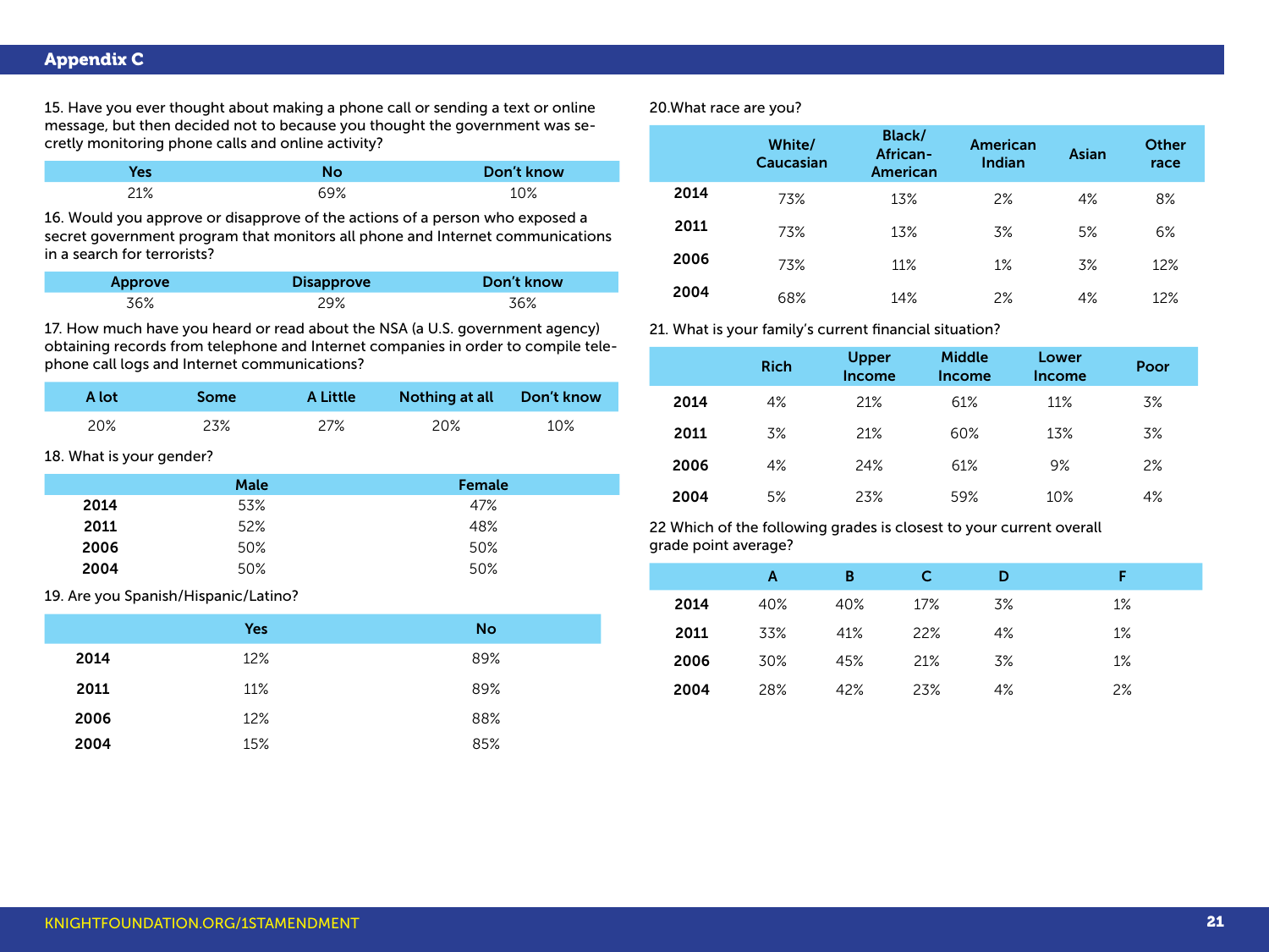## Appendix C

15. Have you ever thought about making a phone call or sending a text or online message, but then decided not to because you thought the government was secretly monitoring phone calls and online activity?

| Yes | No | Don't know |
|---|---|---|
| 21% | 69% | 10% |

16. Would you approve or disapprove of the actions of a person who exposed a secret government program that monitors all phone and Internet communications in a search for terrorists?

| Approve | Disapprove | Don't know |
|---|---|---|
| 36% | 29% | 36% |

17. How much have you heard or read about the NSA (a U.S. government agency) obtaining records from telephone and Internet companies in order to compile telephone call logs and Internet communications?

| A lot | Some | A Little | Nothing at all | Don't know |
|---|---|---|---|---|
| 20% | 23% | 27% | 20% | 10% |

18. What is your gender?

| | Male | Female |
|---|---|---|
| 2014 | 53% | 47% |
| 2011 | 52% | 48% |
| 2006 | 50% | 50% |
| 2004 | 50% | 50% |

19. Are you Spanish/Hispanic/Latino?

| | Yes | No |
|---|---|---|
| 2014 | 12% | 89% |
| 2011 | 11% | 89% |
| 2006 | 12% | 88% |
| 2004 | 15% | 85% |

20.What race are you?

| | White/ Caucasian | Black/ African-American | American Indian | Asian | Other race |
|---|---|---|---|---|---|
| 2014 | 73% | 13% | 2% | 4% | 8% |
| 2011 | 73% | 13% | 3% | 5% | 6% |
| 2006 | 73% | 11% | 1% | 3% | 12% |
| 2004 | 68% | 14% | 2% | 4% | 12% |

21. What is your family's current financial situation?

| | Rich | Upper Income | Middle Income | Lower Income | Poor |
|---|---|---|---|---|---|
| 2014 | 4% | 21% | 61% | 11% | 3% |
| 2011 | 3% | 21% | 60% | 13% | 3% |
| 2006 | 4% | 24% | 61% | 9% | 2% |
| 2004 | 5% | 23% | 59% | 10% | 4% |

22 Which of the following grades is closest to your current overall grade point average?

| | A | B | C | D | F |
|---|---|---|---|---|---|
| 2014 | 40% | 40% | 17% | 3% | 1% |
| 2011 | 33% | 41% | 22% | 4% | 1% |
| 2006 | 30% | 45% | 21% | 3% | 1% |
| 2004 | 28% | 42% | 23% | 4% | 2% |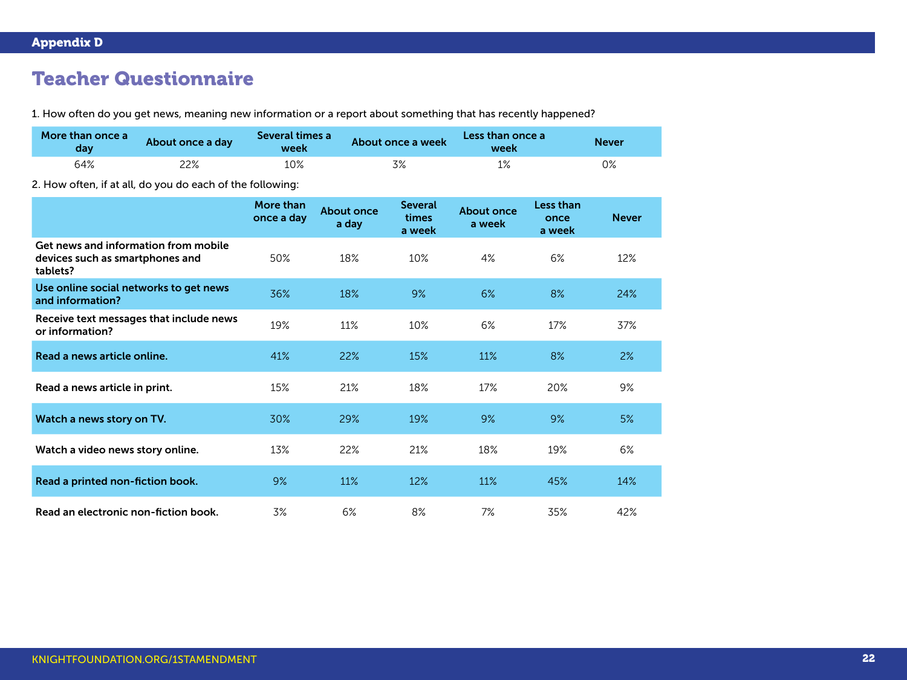## Appendix D

# Teacher Questionnaire

1. How often do you get news, meaning new information or a report about something that has recently happened?

| More than once a day | About once a day | Several times a week | About once a week | Less than once a week | Never |
|---|---|---|---|---|---|
| 64% | 22% | 10% | 3% | 1% | 0% |

2. How often, if at all, do you do each of the following:

| | More than once a day | About once a day | Several times a week | About once a week | Less than once a week | Never |
|---|---|---|---|---|---|---|
| **Get news and information from mobile devices such as smartphones and tablets?** | 50% | 18% | 10% | 4% | 6% | 12% |
| **Use online social networks to get news and information?** | 36% | 18% | 9% | 6% | 8% | 24% |
| **Receive text messages that include news or information?** | 19% | 11% | 10% | 6% | 17% | 37% |
| **Read a news article online.** | 41% | 22% | 15% | 11% | 8% | 2% |
| **Read a news article in print.** | 15% | 21% | 18% | 17% | 20% | 9% |
| **Watch a news story on TV.** | 30% | 29% | 19% | 9% | 9% | 5% |
| **Watch a video news story online.** | 13% | 22% | 21% | 18% | 19% | 6% |
| **Read a printed non-fiction book.** | 9% | 11% | 12% | 11% | 45% | 14% |
| **Read an electronic non-fiction book.** | 3% | 6% | 8% | 7% | 35% | 42% |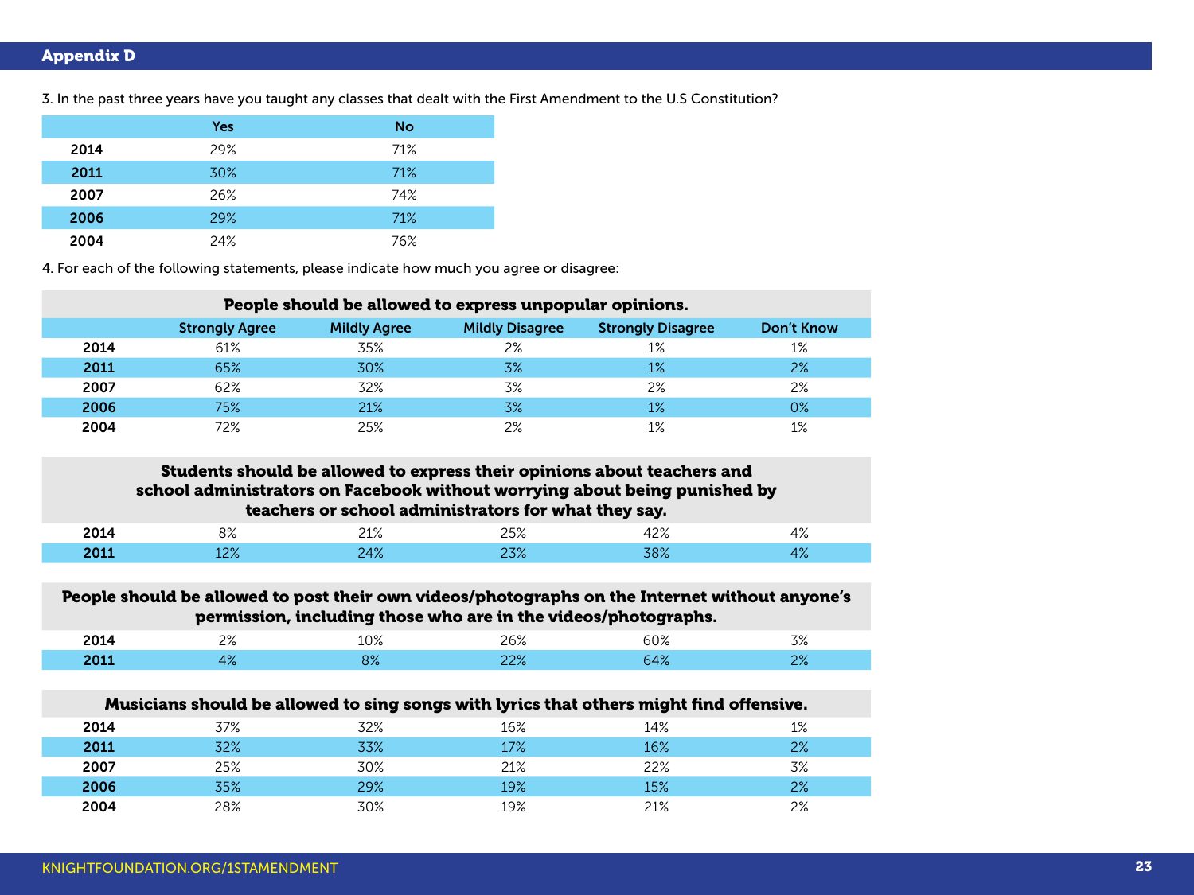## Appendix D

3. In the past three years have you taught any classes that dealt with the First Amendment to the U.S Constitution?

| | Yes | No |
|---|---|---|
| 2014 | 29% | 71% |
| 2011 | 30% | 71% |
| 2007 | 26% | 74% |
| 2006 | 29% | 71% |
| 2004 | 24% | 76% |

4. For each of the following statements, please indicate how much you agree or disagree:

| People should be allowed to express unpopular opinions. | | | | | |
|---|---|---|---|---|---|
| | Strongly Agree | Mildly Agree | Mildly Disagree | Strongly Disagree | Don't Know |
| 2014 | 61% | 35% | 2% | 1% | 1% |
| 2011 | 65% | 30% | 3% | 1% | 2% |
| 2007 | 62% | 32% | 3% | 2% | 2% |
| 2006 | 75% | 21% | 3% | 1% | 0% |
| 2004 | 72% | 25% | 2% | 1% | 1% |
| **Students should be allowed to express their opinions about teachers and school administrators on Facebook without worrying about being punished by teachers or school administrators for what they say.** | | | | | |
| 2014 | 8% | 21% | 25% | 42% | 4% |
| 2011 | 12% | 24% | 23% | 38% | 4% |
| **People should be allowed to post their own videos/photographs on the Internet without anyone's permission, including those who are in the videos/photographs.** | | | | | |
| 2014 | 2% | 10% | 26% | 60% | 3% |
| 2011 | 4% | 8% | 22% | 64% | 2% |
| **Musicians should be allowed to sing songs with lyrics that others might find offensive.** | | | | | |
| 2014 | 37% | 32% | 16% | 14% | 1% |
| 2011 | 32% | 33% | 17% | 16% | 2% |
| 2007 | 25% | 30% | 21% | 22% | 3% |
| 2006 | 35% | 29% | 19% | 15% | 2% |
| 2004 | 28% | 30% | 19% | 21% | 2% |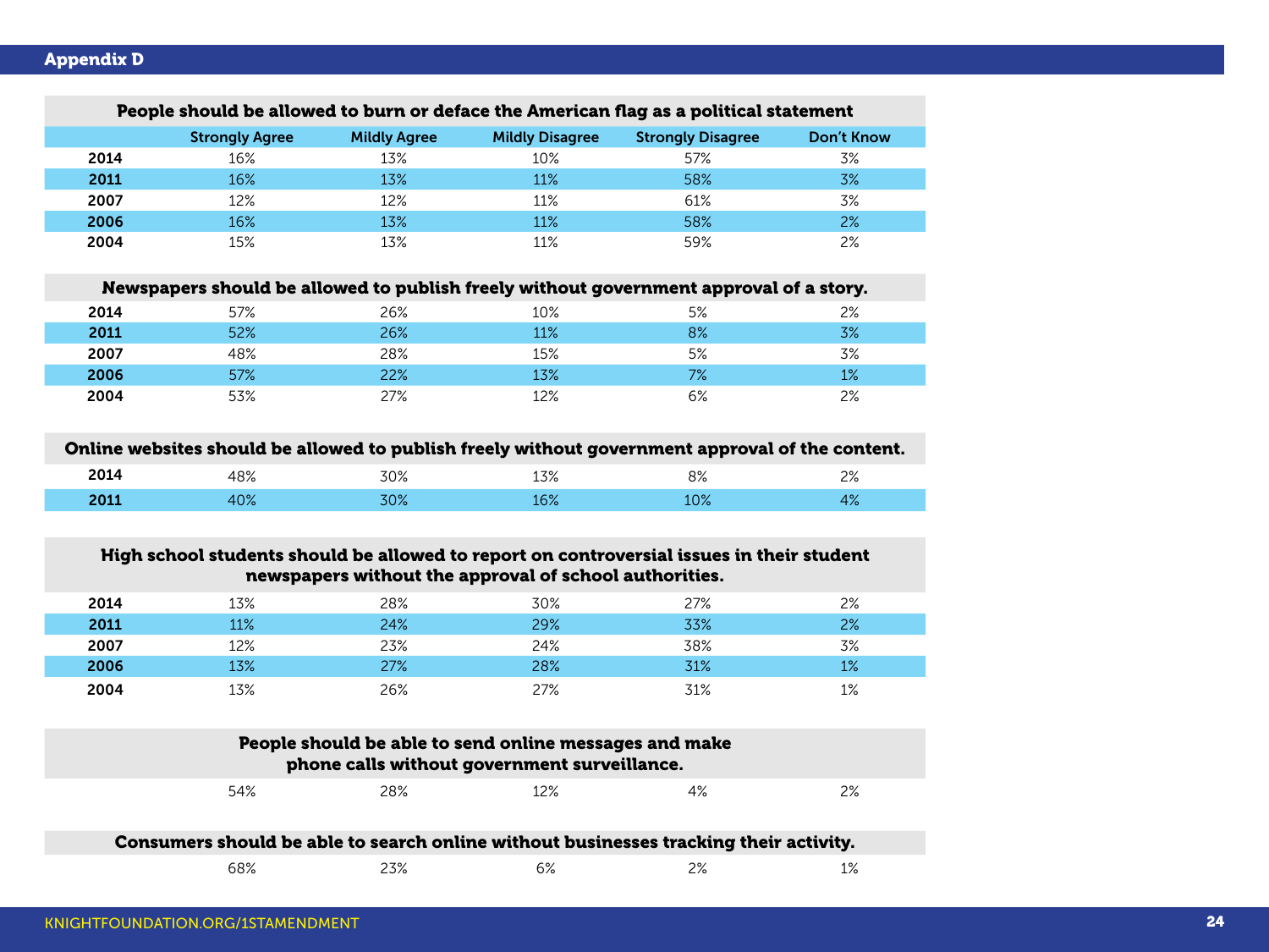## Appendix D

**People should be allowed to burn or deface the American flag as a political statement**

| | Strongly Agree | Mildly Agree | Mildly Disagree | Strongly Disagree | Don't Know |
|---|---|---|---|---|---|
| **2014** | 16% | 13% | 10% | 57% | 3% |
| **2011** | 16% | 13% | 11% | 58% | 3% |
| **2007** | 12% | 12% | 11% | 61% | 3% |
| **2006** | 16% | 13% | 11% | 58% | 2% |
| **2004** | 15% | 13% | 11% | 59% | 2% |

**Newspapers should be allowed to publish freely without government approval of a story.**

| | Strongly Agree | Mildly Agree | Mildly Disagree | Strongly Disagree | Don't Know |
|---|---|---|---|---|---|
| **2014** | 57% | 26% | 10% | 5% | 2% |
| **2011** | 52% | 26% | 11% | 8% | 3% |
| **2007** | 48% | 28% | 15% | 5% | 3% |
| **2006** | 57% | 22% | 13% | 7% | 1% |
| **2004** | 53% | 27% | 12% | 6% | 2% |

**Online websites should be allowed to publish freely without government approval of the content.**

| | Strongly Agree | Mildly Agree | Mildly Disagree | Strongly Disagree | Don't Know |
|---|---|---|---|---|---|
| **2014** | 48% | 30% | 13% | 8% | 2% |
| **2011** | 40% | 30% | 16% | 10% | 4% |

**High school students should be allowed to report on controversial issues in their student newspapers without the approval of school authorities.**

| | Strongly Agree | Mildly Agree | Mildly Disagree | Strongly Disagree | Don't Know |
|---|---|---|---|---|---|
| **2014** | 13% | 28% | 30% | 27% | 2% |
| **2011** | 11% | 24% | 29% | 33% | 2% |
| **2007** | 12% | 23% | 24% | 38% | 3% |
| **2006** | 13% | 27% | 28% | 31% | 1% |
| **2004** | 13% | 26% | 27% | 31% | 1% |

**People should be able to send online messages and make phone calls without government surveillance.**

| | Strongly Agree | Mildly Agree | Mildly Disagree | Strongly Disagree | Don't Know |
|---|---|---|---|---|---|
| | 54% | 28% | 12% | 4% | 2% |

**Consumers should be able to search online without businesses tracking their activity.**

| | Strongly Agree | Mildly Agree | Mildly Disagree | Strongly Disagree | Don't Know |
|---|---|---|---|---|---|
| | 68% | 23% | 6% | 2% | 1% |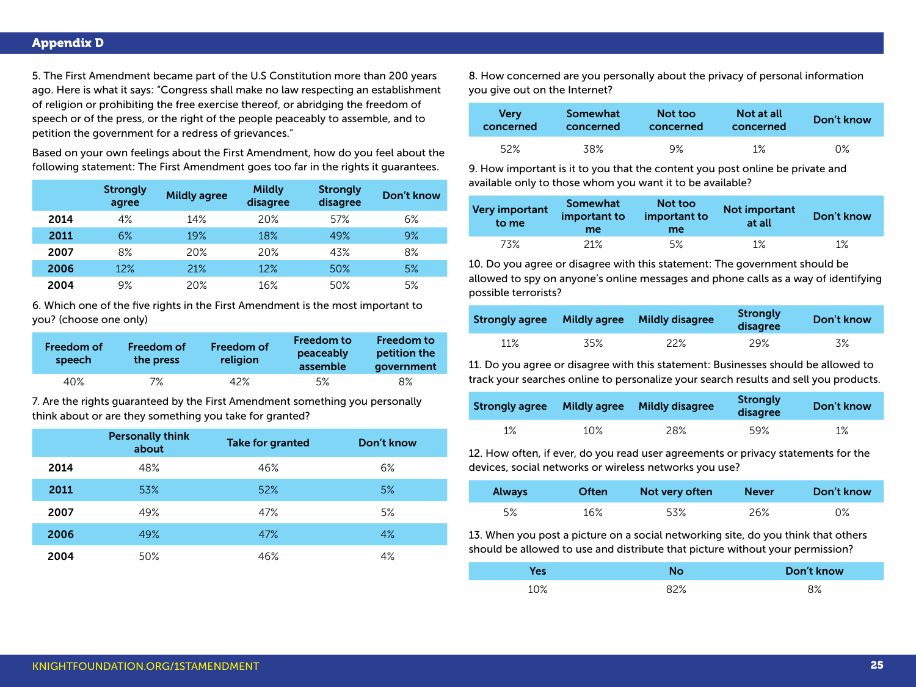## Appendix D

5. The First Amendment became part of the U.S Constitution more than 200 years ago. Here is what it says: "Congress shall make no law respecting an establishment of religion or prohibiting the free exercise thereof, or abridging the freedom of speech or of the press, or the right of the people peaceably to assemble, and to petition the government for a redress of grievances."

Based on your own feelings about the First Amendment, how do you feel about the following statement: The First Amendment goes too far in the rights it guarantees.

| | Strongly agree | Mildly agree | Mildly disagree | Strongly disagree | Don't know |
|---|---|---|---|---|---|
| **2014** | 4% | 14% | 20% | 57% | 6% |
| **2011** | 6% | 19% | 18% | 49% | 9% |
| **2007** | 8% | 20% | 20% | 43% | 8% |
| **2006** | 12% | 21% | 12% | 50% | 5% |
| **2004** | 9% | 20% | 16% | 50% | 5% |

6. Which one of the five rights in the First Amendment is the most important to you? (choose one only)

| Freedom of speech | Freedom of the press | Freedom of religion | Freedom to peaceably assemble | Freedom to petition the government |
|---|---|---|---|---|
| 40% | 7% | 42% | 5% | 8% |

7. Are the rights guaranteed by the First Amendment something you personally think about or are they something you take for granted?

| | Personally think about | Take for granted | Don't know |
|---|---|---|---|
| **2014** | 48% | 46% | 6% |
| **2011** | 53% | 52% | 5% |
| **2007** | 49% | 47% | 5% |
| **2006** | 49% | 47% | 4% |
| **2004** | 50% | 46% | 4% |

8. How concerned are you personally about the privacy of personal information you give out on the Internet?

| Very concerned | Somewhat concerned | Not too concerned | Not at all concerned | Don't know |
|---|---|---|---|---|
| 52% | 38% | 9% | 1% | 0% |

9. How important is it to you that the content you post online be private and available only to those whom you want it to be available?

| Very important to me | Somewhat important to me | Not too important to me | Not important at all | Don't know |
|---|---|---|---|---|
| 73% | 21% | 5% | 1% | 1% |

10. Do you agree or disagree with this statement: The government should be allowed to spy on anyone's online messages and phone calls as a way of identifying possible terrorists?

| Strongly agree | Mildly agree | Mildly disagree | Strongly disagree | Don't know |
|---|---|---|---|---|
| 11% | 35% | 22% | 29% | 3% |

11. Do you agree or disagree with this statement: Businesses should be allowed to track your searches online to personalize your search results and sell you products.

| Strongly agree | Mildly agree | Mildly disagree | Strongly disagree | Don't know |
|---|---|---|---|---|
| 1% | 10% | 28% | 59% | 1% |

12. How often, if ever, do you read user agreements or privacy statements for the devices, social networks or wireless networks you use?

| Always | Often | Not very often | Never | Don't know |
|---|---|---|---|---|
| 5% | 16% | 53% | 26% | 0% |

13. When you post a picture on a social networking site, do you think that others should be allowed to use and distribute that picture without your permission?

| Yes | No | Don't know |
|---|---|---|
| 10% | 82% | 8% |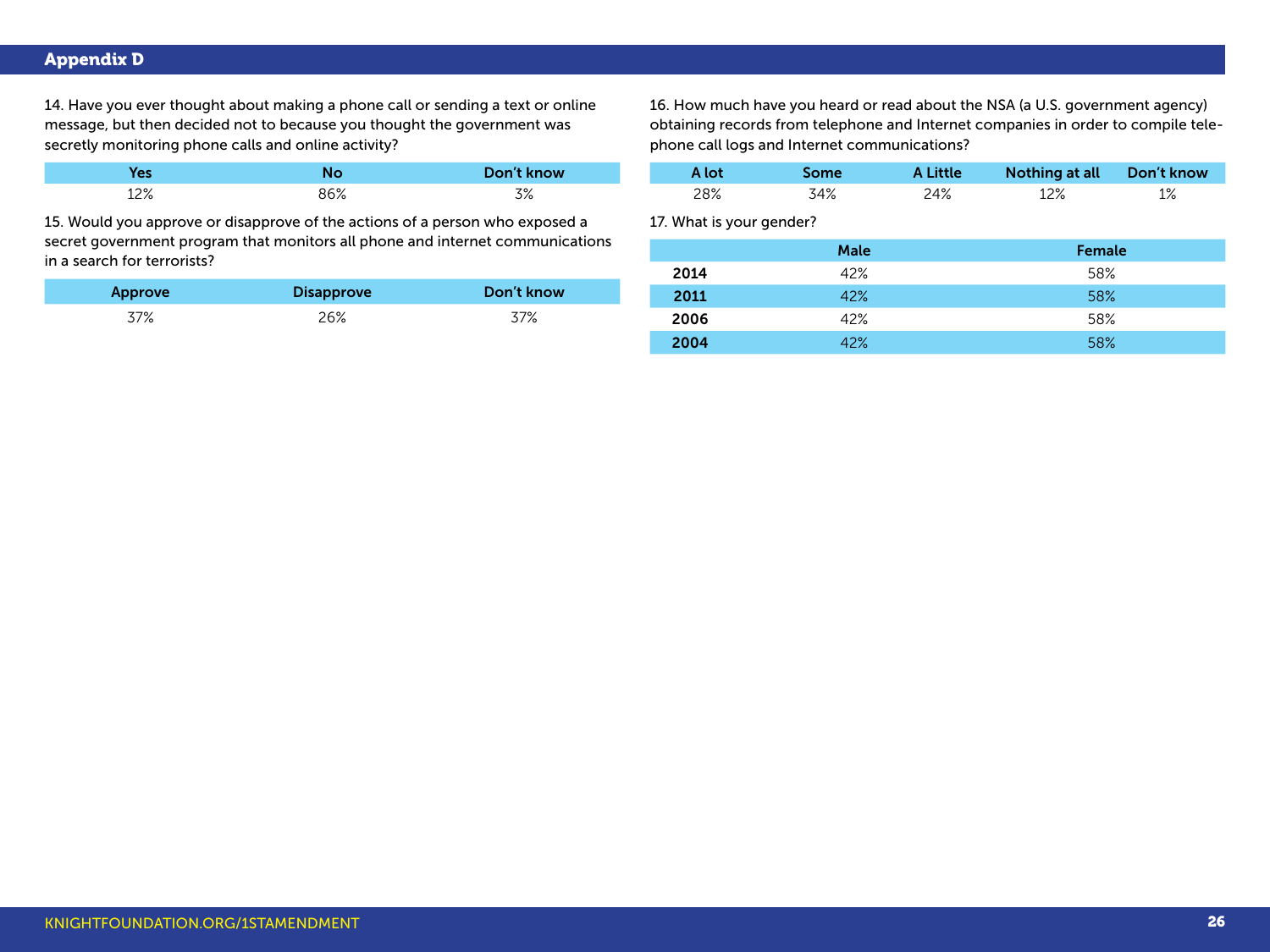## Appendix D

14. Have you ever thought about making a phone call or sending a text or online message, but then decided not to because you thought the government was secretly monitoring phone calls and online activity?

| Yes | No | Don't know |
|---|---|---|
| 12% | 86% | 3% |

15. Would you approve or disapprove of the actions of a person who exposed a secret government program that monitors all phone and internet communications in a search for terrorists?

| Approve | Disapprove | Don't know |
|---|---|---|
| 37% | 26% | 37% |

16. How much have you heard or read about the NSA (a U.S. government agency) obtaining records from telephone and Internet companies in order to compile telephone call logs and Internet communications?

| A lot | Some | A Little | Nothing at all | Don't know |
|---|---|---|---|---|
| 28% | 34% | 24% | 12% | 1% |

17. What is your gender?

| | Male | Female |
|---|---|---|
| **2014** | 42% | 58% |
| **2011** | 42% | 58% |
| **2006** | 42% | 58% |
| **2004** | 42% | 58% |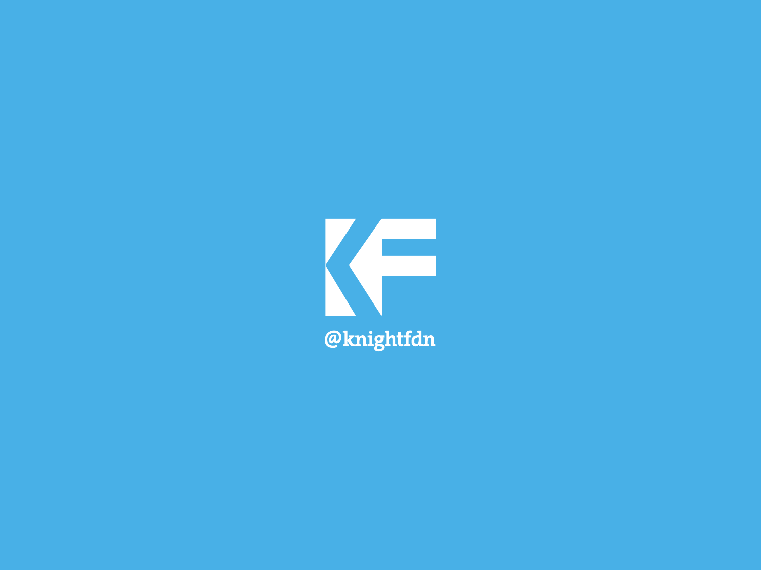@knightfdn